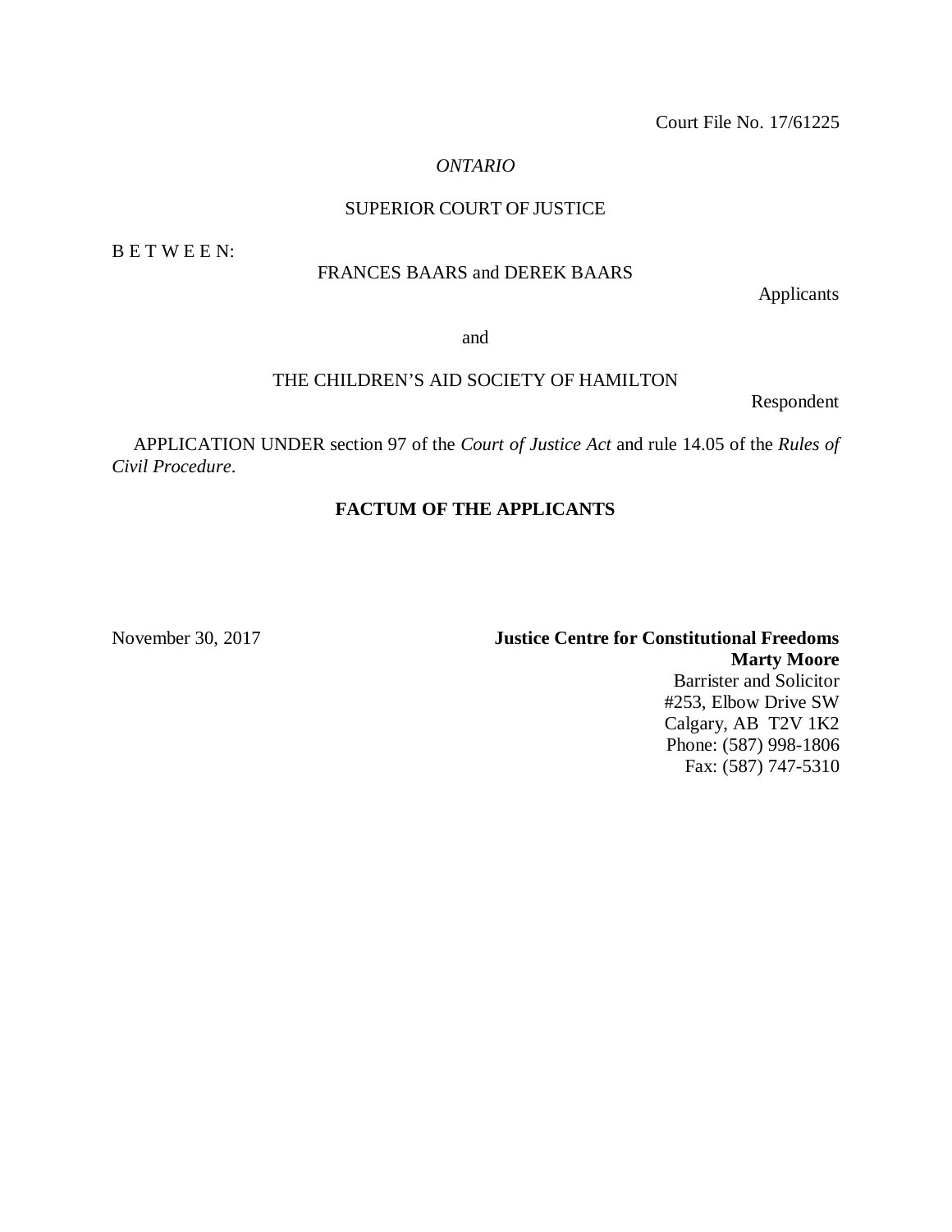Court File No. 17/61225

*ONTARIO*

SUPERIOR COURT OF JUSTICE

B E T W E E N:

FRANCES BAARS and DEREK BAARS

Applicants

and

THE CHILDREN'S AID SOCIETY OF HAMILTON

Respondent

APPLICATION UNDER section 97 of the *Court of Justice Act* and rule 14.05 of the *Rules of Civil Procedure*.

**FACTUM OF THE APPLICANTS**

November 30, 2017

**Justice Centre for Constitutional Freedoms**
**Marty Moore**
Barrister and Solicitor
#253, Elbow Drive SW
Calgary, AB T2V 1K2
Phone: (587) 998-1806
Fax: (587) 747-5310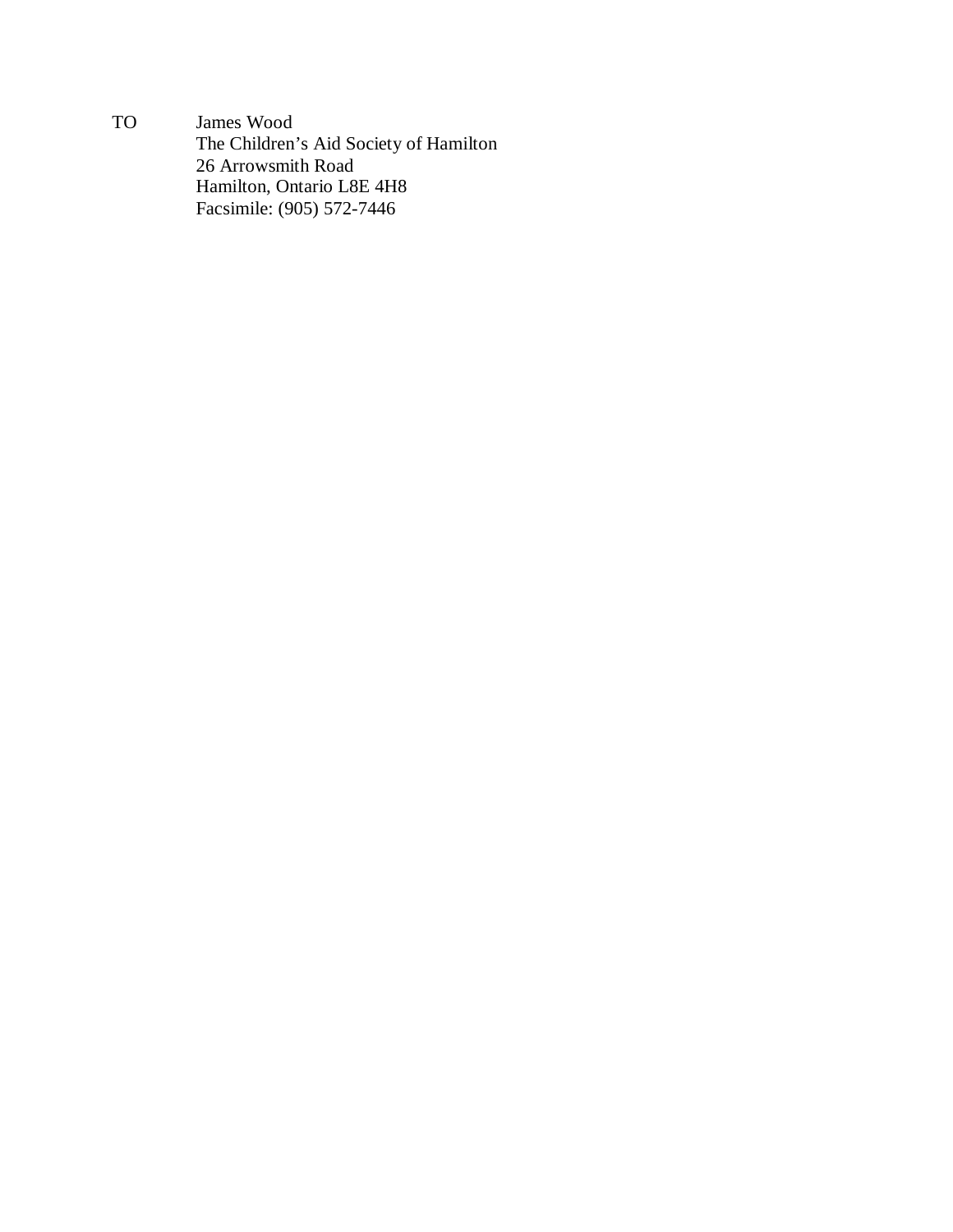TO James Wood
The Children's Aid Society of Hamilton
26 Arrowsmith Road
Hamilton, Ontario L8E 4H8
Facsimile: (905) 572-7446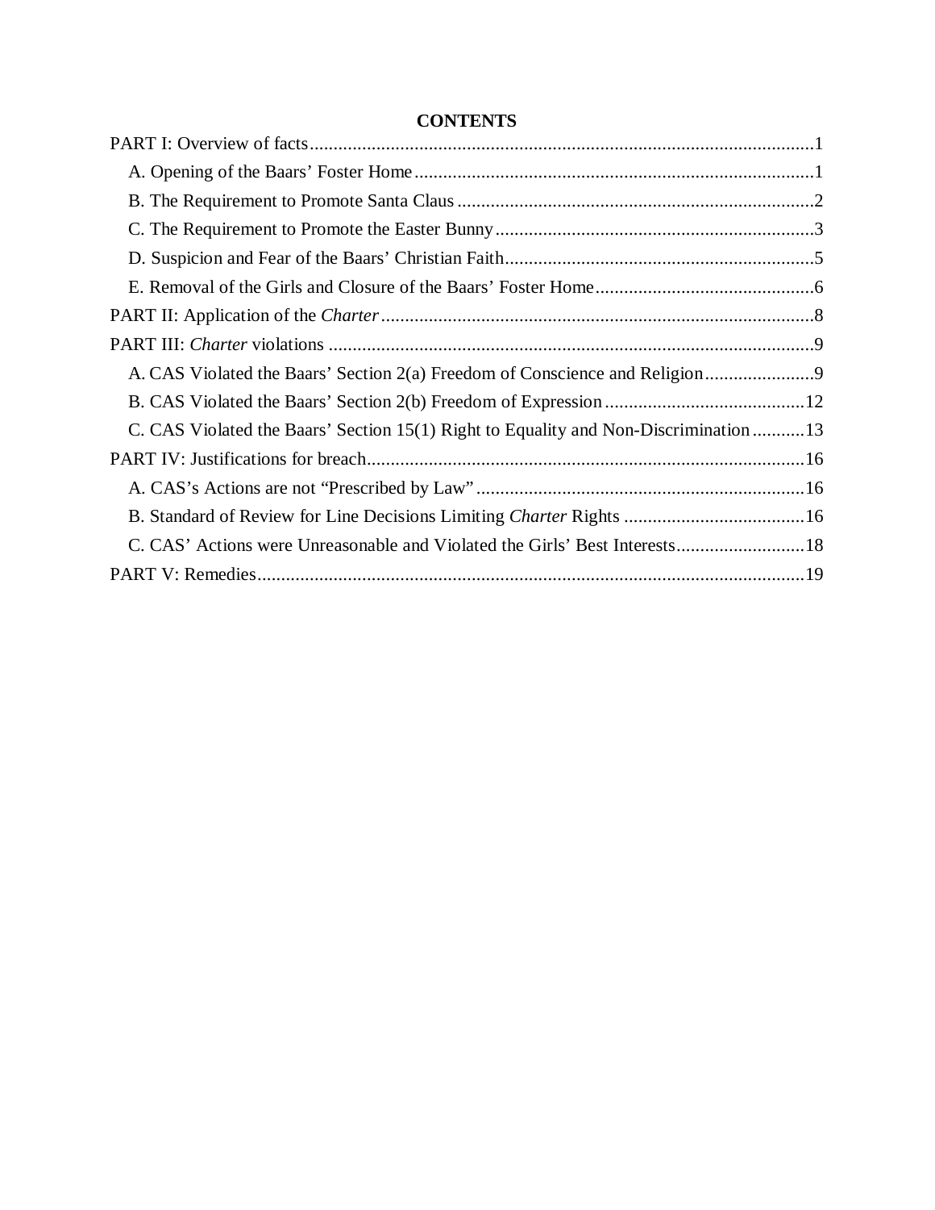**CONTENTS**

PART I: Overview of facts....1

A. Opening of the Baars' Foster Home....1

B. The Requirement to Promote Santa Claus....2

C. The Requirement to Promote the Easter Bunny....3

D. Suspicion and Fear of the Baars' Christian Faith....5

E. Removal of the Girls and Closure of the Baars' Foster Home....6

PART II: Application of the *Charter*....8

PART III: *Charter* violations....9

A. CAS Violated the Baars' Section 2(a) Freedom of Conscience and Religion....9

B. CAS Violated the Baars' Section 2(b) Freedom of Expression....12

C. CAS Violated the Baars' Section 15(1) Right to Equality and Non-Discrimination....13

PART IV: Justifications for breach....16

A. CAS's Actions are not "Prescribed by Law"....16

B. Standard of Review for Line Decisions Limiting *Charter* Rights....16

C. CAS' Actions were Unreasonable and Violated the Girls' Best Interests....18

PART V: Remedies....19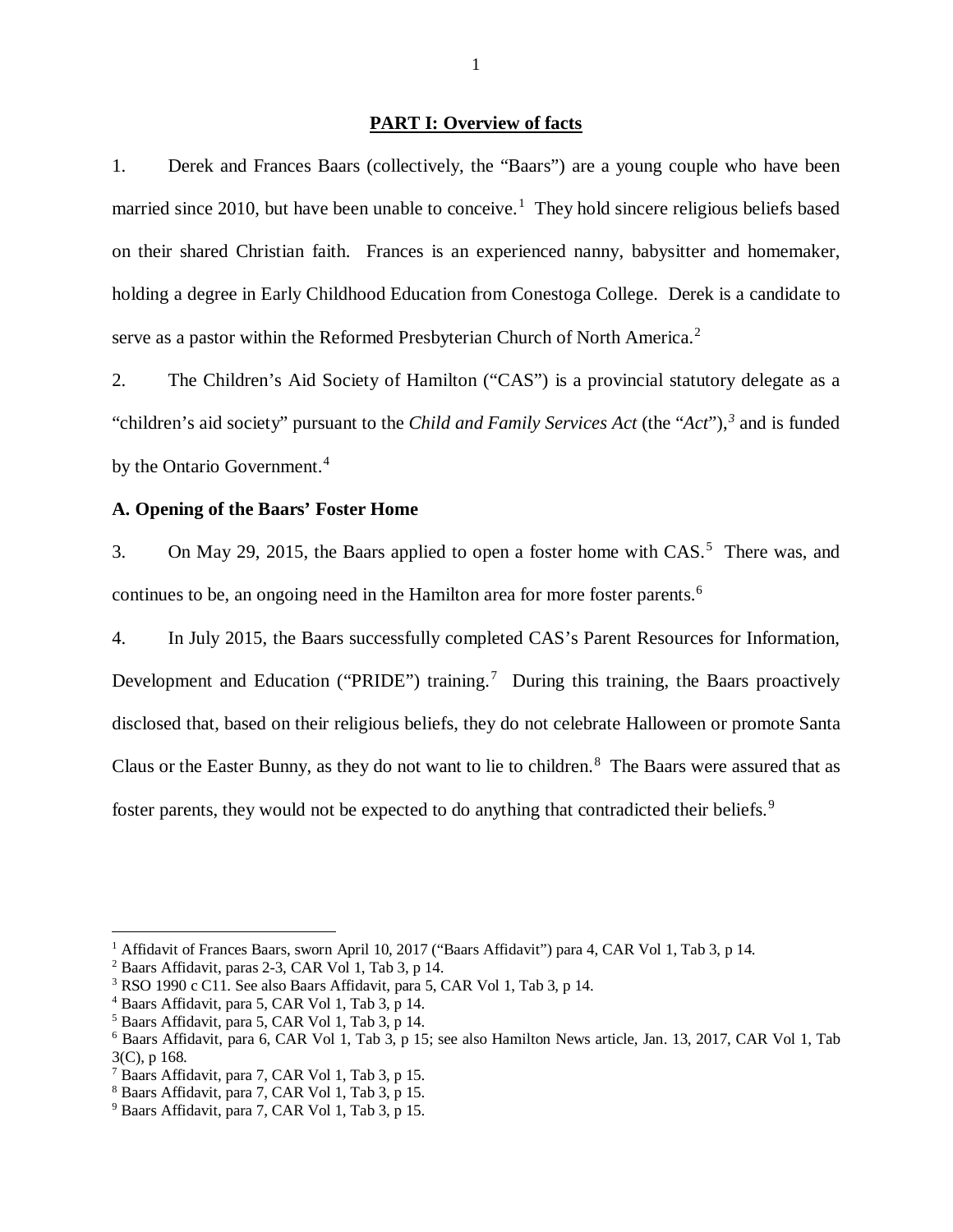## PART I: Overview of facts

1. Derek and Frances Baars (collectively, the "Baars") are a young couple who have been married since 2010, but have been unable to conceive.[1] They hold sincere religious beliefs based on their shared Christian faith. Frances is an experienced nanny, babysitter and homemaker, holding a degree in Early Childhood Education from Conestoga College. Derek is a candidate to serve as a pastor within the Reformed Presbyterian Church of North America.[2]

2. The Children's Aid Society of Hamilton ("CAS") is a provincial statutory delegate as a "children's aid society" pursuant to the *Child and Family Services Act* (the "*Act*"),[3] and is funded by the Ontario Government.[4]

### A. Opening of the Baars' Foster Home

3. On May 29, 2015, the Baars applied to open a foster home with CAS.[5] There was, and continues to be, an ongoing need in the Hamilton area for more foster parents.[6]

4. In July 2015, the Baars successfully completed CAS's Parent Resources for Information, Development and Education ("PRIDE") training.[7] During this training, the Baars proactively disclosed that, based on their religious beliefs, they do not celebrate Halloween or promote Santa Claus or the Easter Bunny, as they do not want to lie to children.[8] The Baars were assured that as foster parents, they would not be expected to do anything that contradicted their beliefs.[9]

---

[1] Affidavit of Frances Baars, sworn April 10, 2017 ("Baars Affidavit") para 4, CAR Vol 1, Tab 3, p 14.
[2] Baars Affidavit, paras 2-3, CAR Vol 1, Tab 3, p 14.
[3] RSO 1990 c C11. See also Baars Affidavit, para 5, CAR Vol 1, Tab 3, p 14.
[4] Baars Affidavit, para 5, CAR Vol 1, Tab 3, p 14.
[5] Baars Affidavit, para 5, CAR Vol 1, Tab 3, p 14.
[6] Baars Affidavit, para 6, CAR Vol 1, Tab 3, p 15; see also Hamilton News article, Jan. 13, 2017, CAR Vol 1, Tab 3(C), p 168.
[7] Baars Affidavit, para 7, CAR Vol 1, Tab 3, p 15.
[8] Baars Affidavit, para 7, CAR Vol 1, Tab 3, p 15.
[9] Baars Affidavit, para 7, CAR Vol 1, Tab 3, p 15.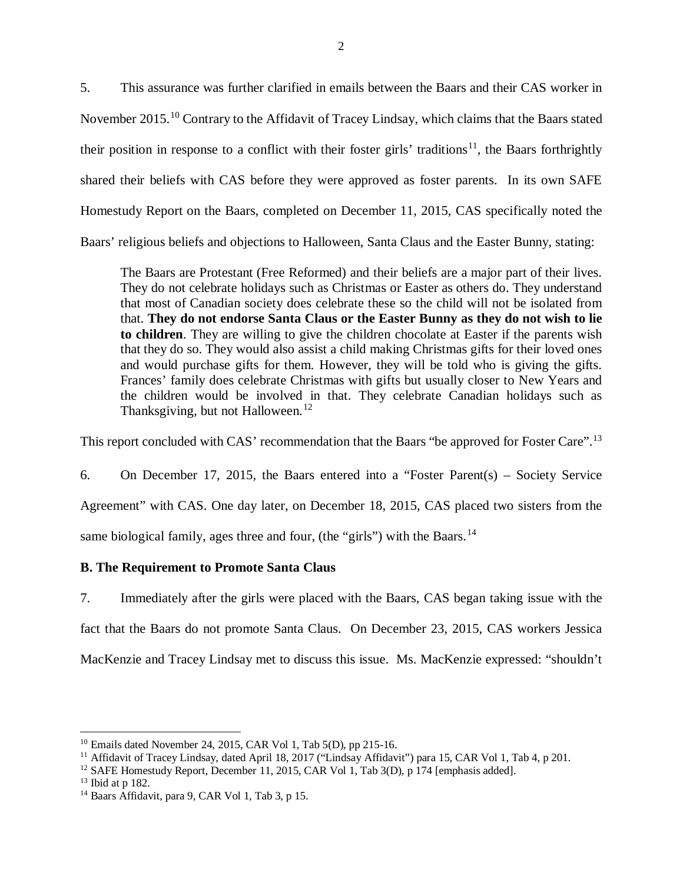5. This assurance was further clarified in emails between the Baars and their CAS worker in November 2015.[10] Contrary to the Affidavit of Tracey Lindsay, which claims that the Baars stated their position in response to a conflict with their foster girls' traditions[11], the Baars forthrightly shared their beliefs with CAS before they were approved as foster parents. In its own SAFE Homestudy Report on the Baars, completed on December 11, 2015, CAS specifically noted the Baars' religious beliefs and objections to Halloween, Santa Claus and the Easter Bunny, stating:

> The Baars are Protestant (Free Reformed) and their beliefs are a major part of their lives. They do not celebrate holidays such as Christmas or Easter as others do. They understand that most of Canadian society does celebrate these so the child will not be isolated from that. **They do not endorse Santa Claus or the Easter Bunny as they do not wish to lie to children**. They are willing to give the children chocolate at Easter if the parents wish that they do so. They would also assist a child making Christmas gifts for their loved ones and would purchase gifts for them. However, they will be told who is giving the gifts. Frances' family does celebrate Christmas with gifts but usually closer to New Years and the children would be involved in that. They celebrate Canadian holidays such as Thanksgiving, but not Halloween.[12]

This report concluded with CAS' recommendation that the Baars "be approved for Foster Care".[13]

6. On December 17, 2015, the Baars entered into a "Foster Parent(s) – Society Service Agreement" with CAS. One day later, on December 18, 2015, CAS placed two sisters from the same biological family, ages three and four, (the "girls") with the Baars.[14]

**B. The Requirement to Promote Santa Claus**

7. Immediately after the girls were placed with the Baars, CAS began taking issue with the fact that the Baars do not promote Santa Claus. On December 23, 2015, CAS workers Jessica MacKenzie and Tracey Lindsay met to discuss this issue. Ms. MacKenzie expressed: "shouldn't

---

[10] Emails dated November 24, 2015, CAR Vol 1, Tab 5(D), pp 215-16.

[11] Affidavit of Tracey Lindsay, dated April 18, 2017 ("Lindsay Affidavit") para 15, CAR Vol 1, Tab 4, p 201.

[12] SAFE Homestudy Report, December 11, 2015, CAR Vol 1, Tab 3(D), p 174 [emphasis added].

[13] Ibid at p 182.

[14] Baars Affidavit, para 9, CAR Vol 1, Tab 3, p 15.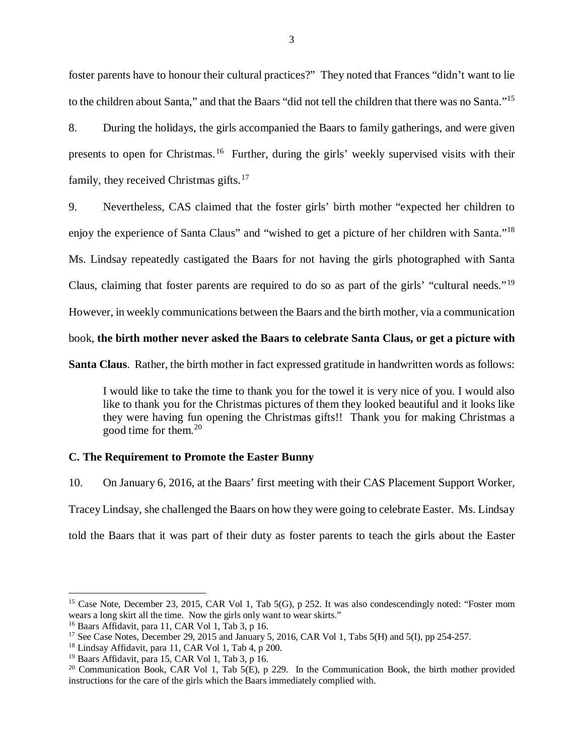foster parents have to honour their cultural practices?" They noted that Frances "didn't want to lie to the children about Santa," and that the Baars "did not tell the children that there was no Santa."[15]

8. During the holidays, the girls accompanied the Baars to family gatherings, and were given presents to open for Christmas.[16] Further, during the girls' weekly supervised visits with their family, they received Christmas gifts.[17]

9. Nevertheless, CAS claimed that the foster girls' birth mother "expected her children to enjoy the experience of Santa Claus" and "wished to get a picture of her children with Santa."[18] Ms. Lindsay repeatedly castigated the Baars for not having the girls photographed with Santa Claus, claiming that foster parents are required to do so as part of the girls' "cultural needs."[19] However, in weekly communications between the Baars and the birth mother, via a communication book, **the birth mother never asked the Baars to celebrate Santa Claus, or get a picture with Santa Claus**. Rather, the birth mother in fact expressed gratitude in handwritten words as follows:

> I would like to take the time to thank you for the towel it is very nice of you. I would also like to thank you for the Christmas pictures of them they looked beautiful and it looks like they were having fun opening the Christmas gifts!! Thank you for making Christmas a good time for them.[20]

### C. The Requirement to Promote the Easter Bunny

10. On January 6, 2016, at the Baars' first meeting with their CAS Placement Support Worker, Tracey Lindsay, she challenged the Baars on how they were going to celebrate Easter. Ms. Lindsay told the Baars that it was part of their duty as foster parents to teach the girls about the Easter

---

[15] Case Note, December 23, 2015, CAR Vol 1, Tab 5(G), p 252. It was also condescendingly noted: "Foster mom wears a long skirt all the time. Now the girls only want to wear skirts."

[16] Baars Affidavit, para 11, CAR Vol 1, Tab 3, p 16.

[17] See Case Notes, December 29, 2015 and January 5, 2016, CAR Vol 1, Tabs 5(H) and 5(I), pp 254-257.

[18] Lindsay Affidavit, para 11, CAR Vol 1, Tab 4, p 200.

[19] Baars Affidavit, para 15, CAR Vol 1, Tab 3, p 16.

[20] Communication Book, CAR Vol 1, Tab 5(E), p 229. In the Communication Book, the birth mother provided instructions for the care of the girls which the Baars immediately complied with.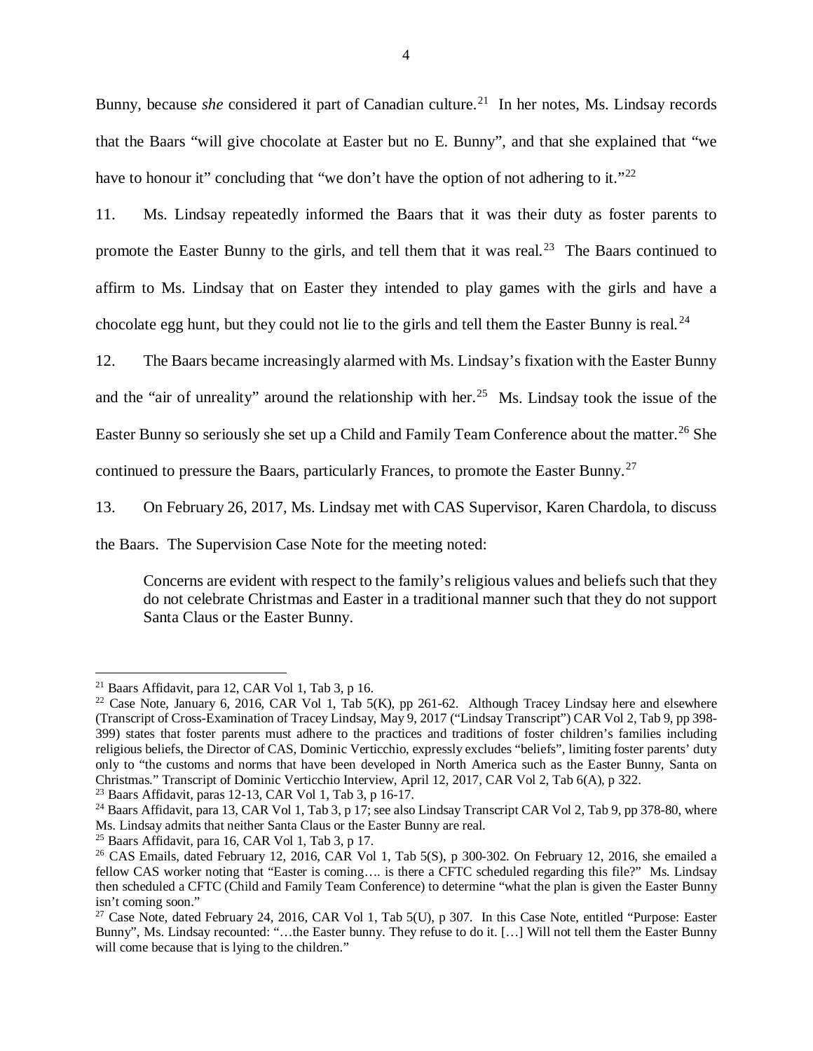Bunny, because *she* considered it part of Canadian culture.[21] In her notes, Ms. Lindsay records that the Baars "will give chocolate at Easter but no E. Bunny", and that she explained that "we have to honour it" concluding that "we don't have the option of not adhering to it."[22]

11. Ms. Lindsay repeatedly informed the Baars that it was their duty as foster parents to promote the Easter Bunny to the girls, and tell them that it was real.[23] The Baars continued to affirm to Ms. Lindsay that on Easter they intended to play games with the girls and have a chocolate egg hunt, but they could not lie to the girls and tell them the Easter Bunny is real.[24]

12. The Baars became increasingly alarmed with Ms. Lindsay's fixation with the Easter Bunny and the "air of unreality" around the relationship with her.[25] Ms. Lindsay took the issue of the Easter Bunny so seriously she set up a Child and Family Team Conference about the matter.[26] She continued to pressure the Baars, particularly Frances, to promote the Easter Bunny.[27]

13. On February 26, 2017, Ms. Lindsay met with CAS Supervisor, Karen Chardola, to discuss the Baars. The Supervision Case Note for the meeting noted:

> Concerns are evident with respect to the family's religious values and beliefs such that they do not celebrate Christmas and Easter in a traditional manner such that they do not support Santa Claus or the Easter Bunny.

---

[21] Baars Affidavit, para 12, CAR Vol 1, Tab 3, p 16.

[22] Case Note, January 6, 2016, CAR Vol 1, Tab 5(K), pp 261-62. Although Tracey Lindsay here and elsewhere (Transcript of Cross-Examination of Tracey Lindsay, May 9, 2017 ("Lindsay Transcript") CAR Vol 2, Tab 9, pp 398-399) states that foster parents must adhere to the practices and traditions of foster children's families including religious beliefs, the Director of CAS, Dominic Verticchio, expressly excludes "beliefs", limiting foster parents' duty only to "the customs and norms that have been developed in North America such as the Easter Bunny, Santa on Christmas." Transcript of Dominic Verticchio Interview, April 12, 2017, CAR Vol 2, Tab 6(A), p 322.

[23] Baars Affidavit, paras 12-13, CAR Vol 1, Tab 3, p 16-17.

[24] Baars Affidavit, para 13, CAR Vol 1, Tab 3, p 17; see also Lindsay Transcript CAR Vol 2, Tab 9, pp 378-80, where Ms. Lindsay admits that neither Santa Claus or the Easter Bunny are real.

[25] Baars Affidavit, para 16, CAR Vol 1, Tab 3, p 17.

[26] CAS Emails, dated February 12, 2016, CAR Vol 1, Tab 5(S), p 300-302. On February 12, 2016, she emailed a fellow CAS worker noting that "Easter is coming…. is there a CFTC scheduled regarding this file?" Ms. Lindsay then scheduled a CFTC (Child and Family Team Conference) to determine "what the plan is given the Easter Bunny isn't coming soon."

[27] Case Note, dated February 24, 2016, CAR Vol 1, Tab 5(U), p 307. In this Case Note, entitled "Purpose: Easter Bunny", Ms. Lindsay recounted: "…the Easter bunny. They refuse to do it. […] Will not tell them the Easter Bunny will come because that is lying to the children."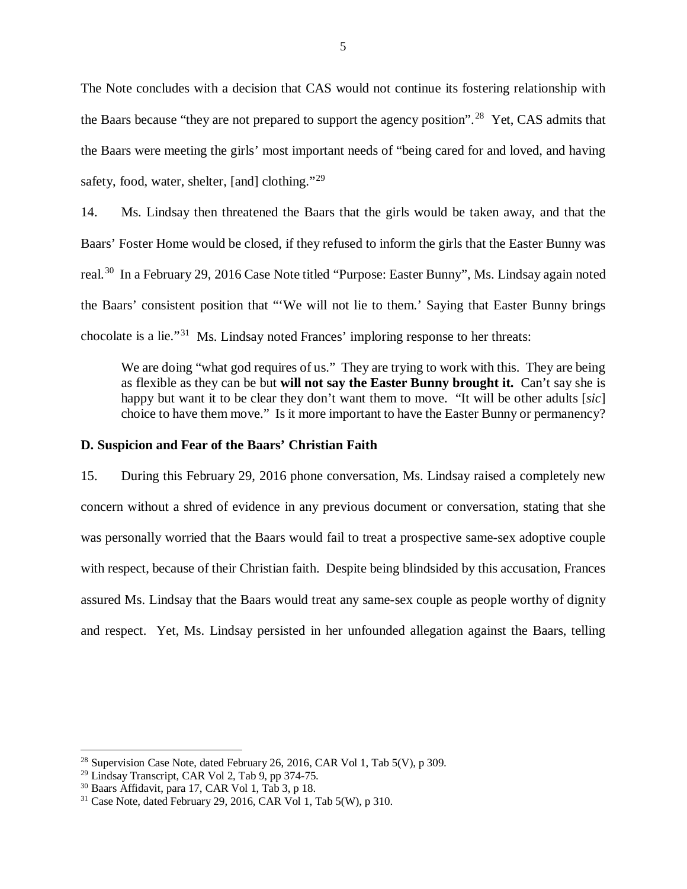The Note concludes with a decision that CAS would not continue its fostering relationship with the Baars because "they are not prepared to support the agency position".[28] Yet, CAS admits that the Baars were meeting the girls' most important needs of "being cared for and loved, and having safety, food, water, shelter, [and] clothing."[29]

14. Ms. Lindsay then threatened the Baars that the girls would be taken away, and that the Baars' Foster Home would be closed, if they refused to inform the girls that the Easter Bunny was real.[30] In a February 29, 2016 Case Note titled "Purpose: Easter Bunny", Ms. Lindsay again noted the Baars' consistent position that "'We will not lie to them.' Saying that Easter Bunny brings chocolate is a lie."[31] Ms. Lindsay noted Frances' imploring response to her threats:

> We are doing "what god requires of us." They are trying to work with this. They are being as flexible as they can be but **will not say the Easter Bunny brought it.** Can't say she is happy but want it to be clear they don't want them to move. "It will be other adults [*sic*] choice to have them move." Is it more important to have the Easter Bunny or permanency?

**D. Suspicion and Fear of the Baars' Christian Faith**

15. During this February 29, 2016 phone conversation, Ms. Lindsay raised a completely new concern without a shred of evidence in any previous document or conversation, stating that she was personally worried that the Baars would fail to treat a prospective same-sex adoptive couple with respect, because of their Christian faith. Despite being blindsided by this accusation, Frances assured Ms. Lindsay that the Baars would treat any same-sex couple as people worthy of dignity and respect. Yet, Ms. Lindsay persisted in her unfounded allegation against the Baars, telling

---

[28] Supervision Case Note, dated February 26, 2016, CAR Vol 1, Tab 5(V), p 309.

[29] Lindsay Transcript, CAR Vol 2, Tab 9, pp 374-75.

[30] Baars Affidavit, para 17, CAR Vol 1, Tab 3, p 18.

[31] Case Note, dated February 29, 2016, CAR Vol 1, Tab 5(W), p 310.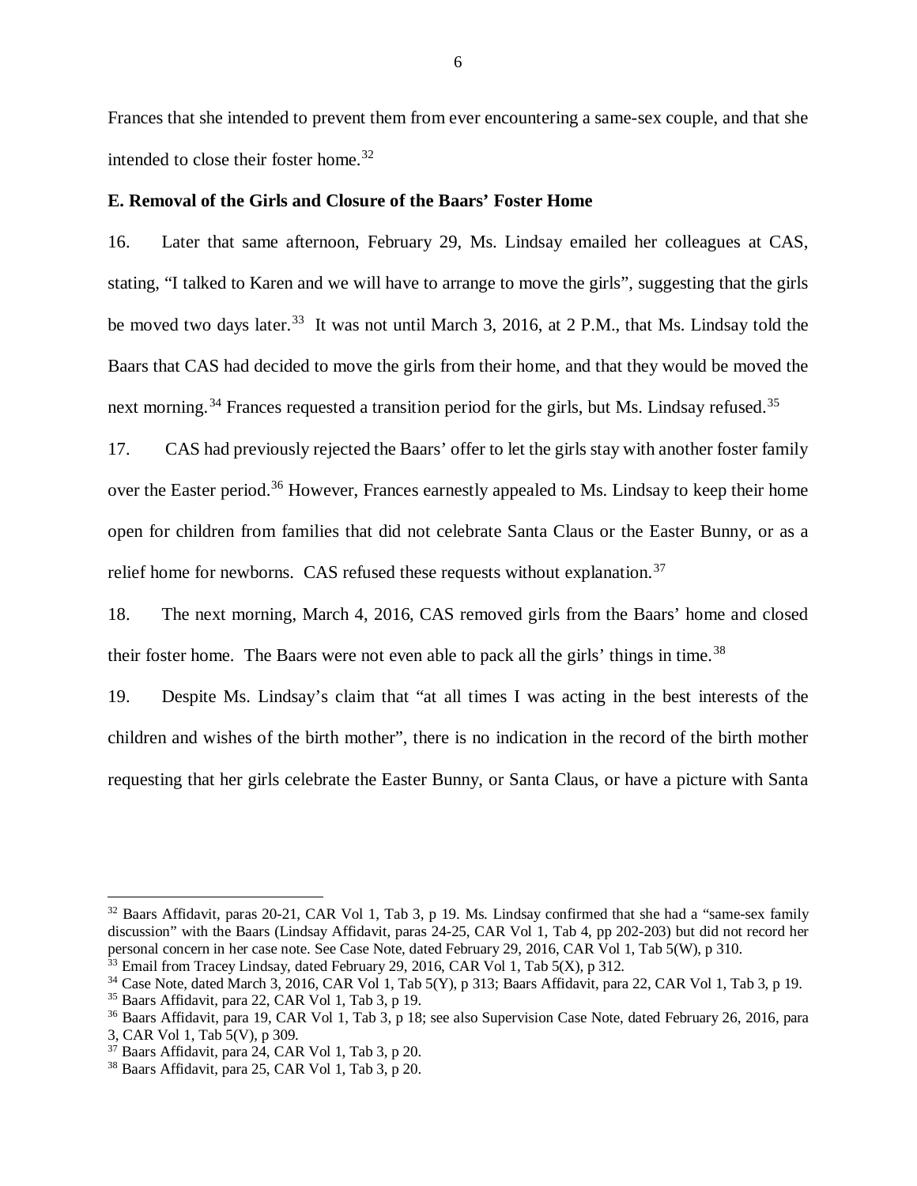Frances that she intended to prevent them from ever encountering a same-sex couple, and that she intended to close their foster home.[32]

### E. Removal of the Girls and Closure of the Baars' Foster Home

16. Later that same afternoon, February 29, Ms. Lindsay emailed her colleagues at CAS, stating, "I talked to Karen and we will have to arrange to move the girls", suggesting that the girls be moved two days later.[33] It was not until March 3, 2016, at 2 P.M., that Ms. Lindsay told the Baars that CAS had decided to move the girls from their home, and that they would be moved the next morning.[34] Frances requested a transition period for the girls, but Ms. Lindsay refused.[35]

17. CAS had previously rejected the Baars' offer to let the girls stay with another foster family over the Easter period.[36] However, Frances earnestly appealed to Ms. Lindsay to keep their home open for children from families that did not celebrate Santa Claus or the Easter Bunny, or as a relief home for newborns. CAS refused these requests without explanation.[37]

18. The next morning, March 4, 2016, CAS removed girls from the Baars' home and closed their foster home. The Baars were not even able to pack all the girls' things in time.[38]

19. Despite Ms. Lindsay's claim that "at all times I was acting in the best interests of the children and wishes of the birth mother", there is no indication in the record of the birth mother requesting that her girls celebrate the Easter Bunny, or Santa Claus, or have a picture with Santa

---

[32] Baars Affidavit, paras 20-21, CAR Vol 1, Tab 3, p 19. Ms. Lindsay confirmed that she had a "same-sex family discussion" with the Baars (Lindsay Affidavit, paras 24-25, CAR Vol 1, Tab 4, pp 202-203) but did not record her personal concern in her case note. See Case Note, dated February 29, 2016, CAR Vol 1, Tab 5(W), p 310.

[33] Email from Tracey Lindsay, dated February 29, 2016, CAR Vol 1, Tab 5(X), p 312.

[34] Case Note, dated March 3, 2016, CAR Vol 1, Tab 5(Y), p 313; Baars Affidavit, para 22, CAR Vol 1, Tab 3, p 19.

[35] Baars Affidavit, para 22, CAR Vol 1, Tab 3, p 19.

[36] Baars Affidavit, para 19, CAR Vol 1, Tab 3, p 18; see also Supervision Case Note, dated February 26, 2016, para 3, CAR Vol 1, Tab 5(V), p 309.

[37] Baars Affidavit, para 24, CAR Vol 1, Tab 3, p 20.

[38] Baars Affidavit, para 25, CAR Vol 1, Tab 3, p 20.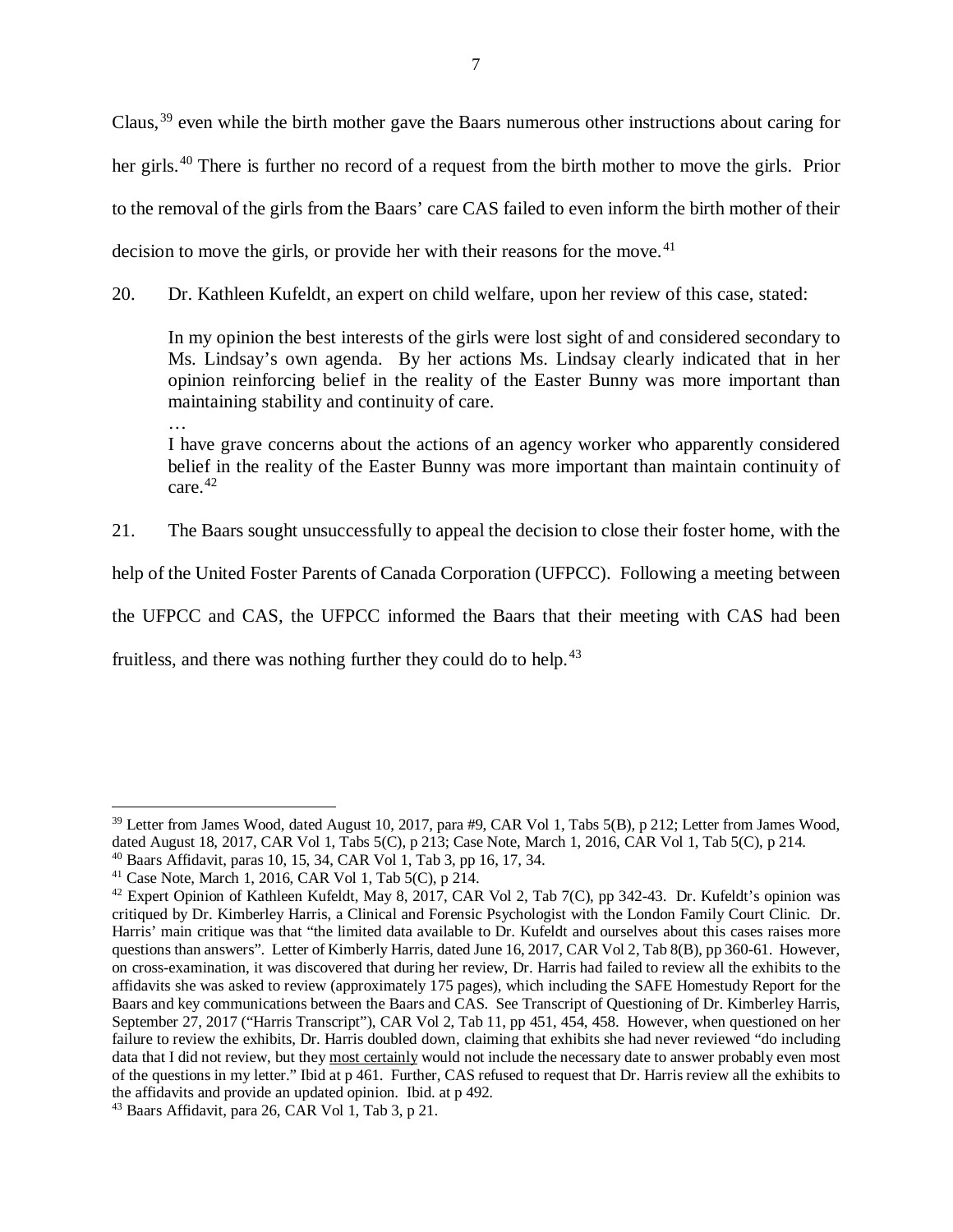Claus,[39] even while the birth mother gave the Baars numerous other instructions about caring for her girls.[40] There is further no record of a request from the birth mother to move the girls. Prior to the removal of the girls from the Baars' care CAS failed to even inform the birth mother of their decision to move the girls, or provide her with their reasons for the move.[41]

20. Dr. Kathleen Kufeldt, an expert on child welfare, upon her review of this case, stated:

> In my opinion the best interests of the girls were lost sight of and considered secondary to Ms. Lindsay's own agenda. By her actions Ms. Lindsay clearly indicated that in her opinion reinforcing belief in the reality of the Easter Bunny was more important than maintaining stability and continuity of care.
>
> …
>
> I have grave concerns about the actions of an agency worker who apparently considered belief in the reality of the Easter Bunny was more important than maintain continuity of care.[42]

21. The Baars sought unsuccessfully to appeal the decision to close their foster home, with the help of the United Foster Parents of Canada Corporation (UFPCC). Following a meeting between the UFPCC and CAS, the UFPCC informed the Baars that their meeting with CAS had been fruitless, and there was nothing further they could do to help.[43]

---

[39] Letter from James Wood, dated August 10, 2017, para #9, CAR Vol 1, Tabs 5(B), p 212; Letter from James Wood, dated August 18, 2017, CAR Vol 1, Tabs 5(C), p 213; Case Note, March 1, 2016, CAR Vol 1, Tab 5(C), p 214.

[40] Baars Affidavit, paras 10, 15, 34, CAR Vol 1, Tab 3, pp 16, 17, 34.

[41] Case Note, March 1, 2016, CAR Vol 1, Tab 5(C), p 214.

[42] Expert Opinion of Kathleen Kufeldt, May 8, 2017, CAR Vol 2, Tab 7(C), pp 342-43. Dr. Kufeldt's opinion was critiqued by Dr. Kimberley Harris, a Clinical and Forensic Psychologist with the London Family Court Clinic. Dr. Harris' main critique was that "the limited data available to Dr. Kufeldt and ourselves about this cases raises more questions than answers". Letter of Kimberly Harris, dated June 16, 2017, CAR Vol 2, Tab 8(B), pp 360-61. However, on cross-examination, it was discovered that during her review, Dr. Harris had failed to review all the exhibits to the affidavits she was asked to review (approximately 175 pages), which including the SAFE Homestudy Report for the Baars and key communications between the Baars and CAS. See Transcript of Questioning of Dr. Kimberley Harris, September 27, 2017 ("Harris Transcript"), CAR Vol 2, Tab 11, pp 451, 454, 458. However, when questioned on her failure to review the exhibits, Dr. Harris doubled down, claiming that exhibits she had never reviewed "do including data that I did not review, but they <u>most certainly</u> would not include the necessary date to answer probably even most of the questions in my letter." Ibid at p 461. Further, CAS refused to request that Dr. Harris review all the exhibits to the affidavits and provide an updated opinion. Ibid. at p 492.

[43] Baars Affidavit, para 26, CAR Vol 1, Tab 3, p 21.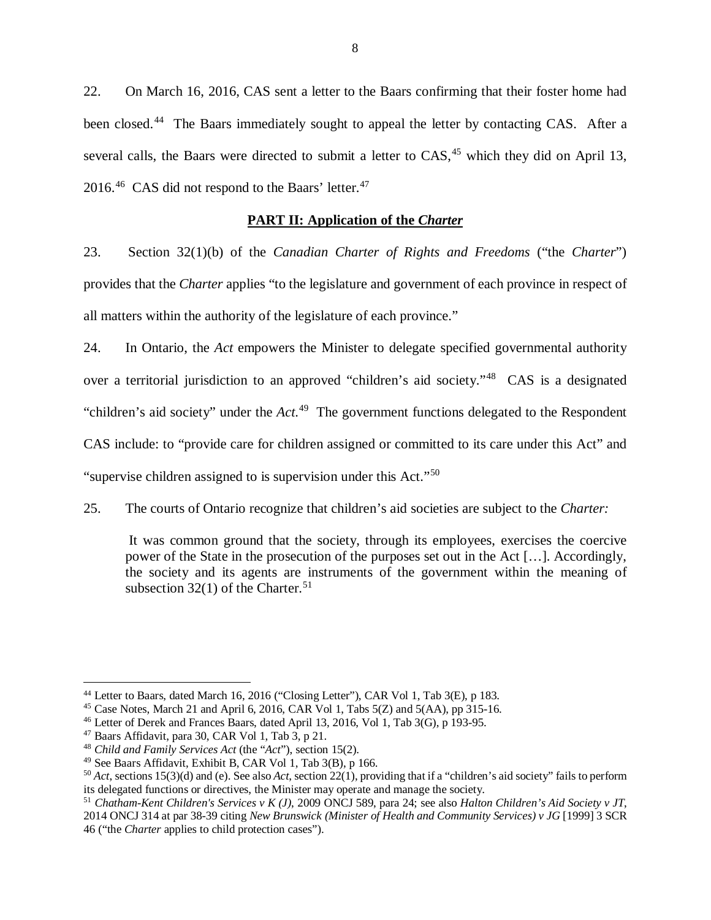22. On March 16, 2016, CAS sent a letter to the Baars confirming that their foster home had been closed.[44] The Baars immediately sought to appeal the letter by contacting CAS. After a several calls, the Baars were directed to submit a letter to CAS,[45] which they did on April 13, 2016.[46] CAS did not respond to the Baars' letter.[47]

## PART II: Application of the *Charter*

23. Section 32(1)(b) of the *Canadian Charter of Rights and Freedoms* ("the *Charter*") provides that the *Charter* applies "to the legislature and government of each province in respect of all matters within the authority of the legislature of each province."

24. In Ontario, the *Act* empowers the Minister to delegate specified governmental authority over a territorial jurisdiction to an approved "children's aid society."[48] CAS is a designated "children's aid society" under the *Act.*[49] The government functions delegated to the Respondent CAS include: to "provide care for children assigned or committed to its care under this Act" and "supervise children assigned to is supervision under this Act."[50]

25. The courts of Ontario recognize that children's aid societies are subject to the *Charter:*

> It was common ground that the society, through its employees, exercises the coercive power of the State in the prosecution of the purposes set out in the Act […]. Accordingly, the society and its agents are instruments of the government within the meaning of subsection 32(1) of the Charter.[51]

---

[44] Letter to Baars, dated March 16, 2016 ("Closing Letter"), CAR Vol 1, Tab 3(E), p 183.

[45] Case Notes, March 21 and April 6, 2016, CAR Vol 1, Tabs 5(Z) and 5(AA), pp 315-16.

[46] Letter of Derek and Frances Baars, dated April 13, 2016, Vol 1, Tab 3(G), p 193-95.

[47] Baars Affidavit, para 30, CAR Vol 1, Tab 3, p 21.

[48] *Child and Family Services Act* (the "*Act*"), section 15(2).

[49] See Baars Affidavit, Exhibit B, CAR Vol 1, Tab 3(B), p 166.

[50] *Act*, sections 15(3)(d) and (e). See also *Act*, section 22(1), providing that if a "children's aid society" fails to perform its delegated functions or directives, the Minister may operate and manage the society.

[51] *Chatham-Kent Children's Services v K (J)*, 2009 ONCJ 589, para 24; see also *Halton Children's Aid Society v JT*, 2014 ONCJ 314 at par 38-39 citing *New Brunswick (Minister of Health and Community Services) v JG* [1999] 3 SCR 46 ("the *Charter* applies to child protection cases").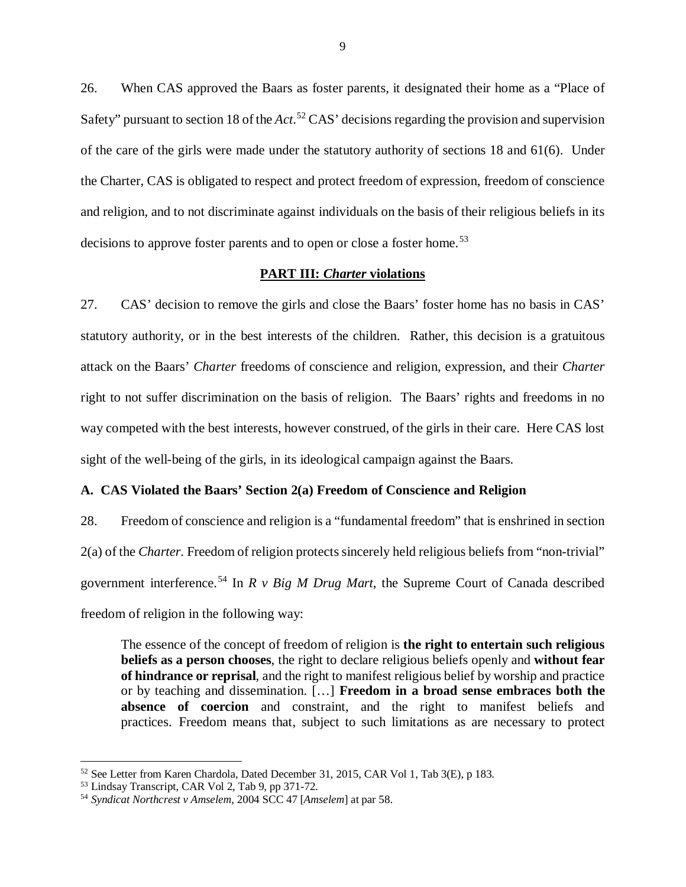26. When CAS approved the Baars as foster parents, it designated their home as a "Place of Safety" pursuant to section 18 of the *Act*.[52] CAS' decisions regarding the provision and supervision of the care of the girls were made under the statutory authority of sections 18 and 61(6). Under the Charter, CAS is obligated to respect and protect freedom of expression, freedom of conscience and religion, and to not discriminate against individuals on the basis of their religious beliefs in its decisions to approve foster parents and to open or close a foster home.[53]

## PART III: *Charter* violations

27. CAS' decision to remove the girls and close the Baars' foster home has no basis in CAS' statutory authority, or in the best interests of the children. Rather, this decision is a gratuitous attack on the Baars' *Charter* freedoms of conscience and religion, expression, and their *Charter* right to not suffer discrimination on the basis of religion. The Baars' rights and freedoms in no way competed with the best interests, however construed, of the girls in their care. Here CAS lost sight of the well-being of the girls, in its ideological campaign against the Baars.

### A. CAS Violated the Baars' Section 2(a) Freedom of Conscience and Religion

28. Freedom of conscience and religion is a "fundamental freedom" that is enshrined in section 2(a) of the *Charter*. Freedom of religion protects sincerely held religious beliefs from "non-trivial" government interference.[54] In *R v Big M Drug Mart*, the Supreme Court of Canada described freedom of religion in the following way:

> The essence of the concept of freedom of religion is **the right to entertain such religious beliefs as a person chooses**, the right to declare religious beliefs openly and **without fear of hindrance or reprisal**, and the right to manifest religious belief by worship and practice or by teaching and dissemination. […] **Freedom in a broad sense embraces both the absence of coercion** and constraint, and the right to manifest beliefs and practices. Freedom means that, subject to such limitations as are necessary to protect

---

[52] See Letter from Karen Chardola, Dated December 31, 2015, CAR Vol 1, Tab 3(E), p 183.

[53] Lindsay Transcript, CAR Vol 2, Tab 9, pp 371-72.

[54] *Syndicat Northcrest v Amselem*, 2004 SCC 47 [*Amselem*] at par 58.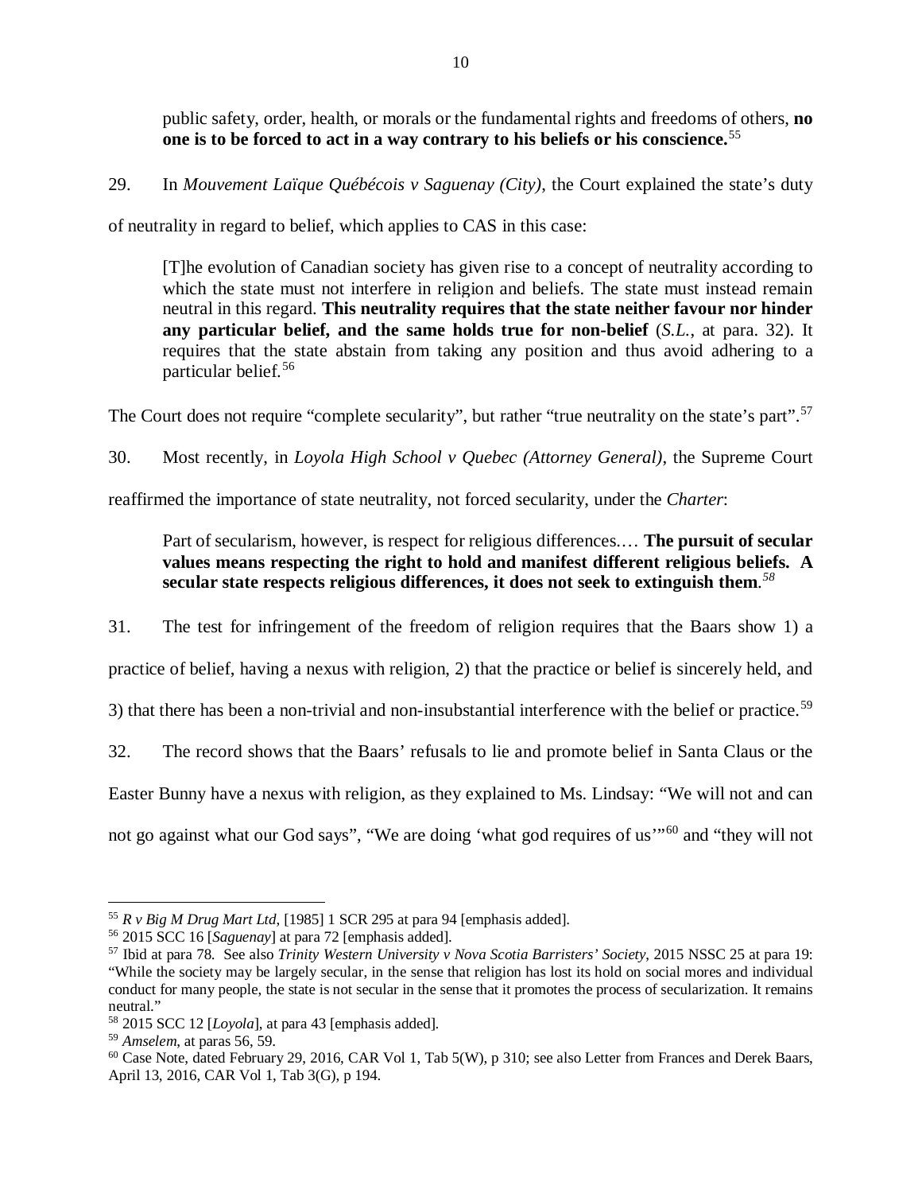> public safety, order, health, or morals or the fundamental rights and freedoms of others, **no one is to be forced to act in a way contrary to his beliefs or his conscience.**[55]

29. In *Mouvement Laïque Québécois v Saguenay (City)*, the Court explained the state's duty of neutrality in regard to belief, which applies to CAS in this case:

> [T]he evolution of Canadian society has given rise to a concept of neutrality according to which the state must not interfere in religion and beliefs. The state must instead remain neutral in this regard. **This neutrality requires that the state neither favour nor hinder any particular belief, and the same holds true for non-belief** (*S.L.*, at para. 32). It requires that the state abstain from taking any position and thus avoid adhering to a particular belief.[56]

The Court does not require "complete secularity", but rather "true neutrality on the state's part".[57]

30. Most recently, in *Loyola High School v Quebec (Attorney General)*, the Supreme Court reaffirmed the importance of state neutrality, not forced secularity, under the *Charter*:

> Part of secularism, however, is respect for religious differences.… **The pursuit of secular values means respecting the right to hold and manifest different religious beliefs. A secular state respects religious differences, it does not seek to extinguish them**.[58]

31. The test for infringement of the freedom of religion requires that the Baars show 1) a practice of belief, having a nexus with religion, 2) that the practice or belief is sincerely held, and 3) that there has been a non-trivial and non-insubstantial interference with the belief or practice.[59]

32. The record shows that the Baars' refusals to lie and promote belief in Santa Claus or the Easter Bunny have a nexus with religion, as they explained to Ms. Lindsay: "We will not and can not go against what our God says", "We are doing 'what god requires of us'"[60] and "they will not

---

[55] *R v Big M Drug Mart Ltd*, [1985] 1 SCR 295 at para 94 [emphasis added].

[56] 2015 SCC 16 [*Saguenay*] at para 72 [emphasis added].

[57] Ibid at para 78. See also *Trinity Western University v Nova Scotia Barristers' Society*, 2015 NSSC 25 at para 19: "While the society may be largely secular, in the sense that religion has lost its hold on social mores and individual conduct for many people, the state is not secular in the sense that it promotes the process of secularization. It remains neutral."

[58] 2015 SCC 12 [*Loyola*], at para 43 [emphasis added].

[59] *Amselem*, at paras 56, 59.

[60] Case Note, dated February 29, 2016, CAR Vol 1, Tab 5(W), p 310; see also Letter from Frances and Derek Baars, April 13, 2016, CAR Vol 1, Tab 3(G), p 194.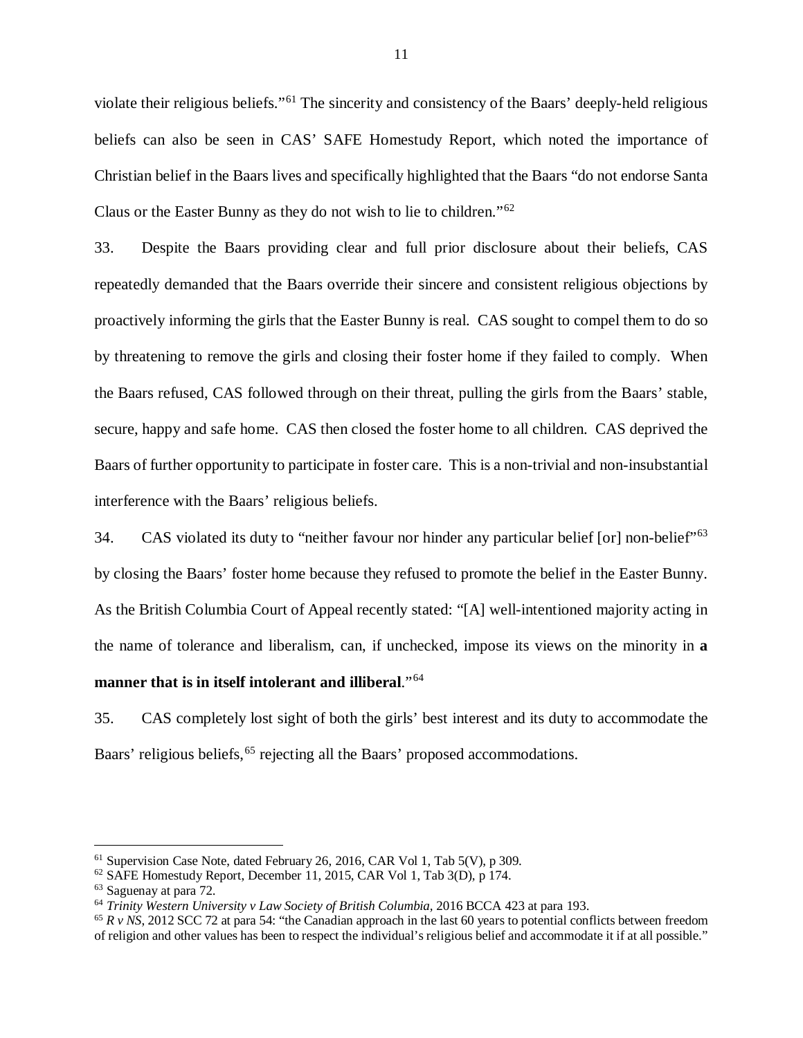violate their religious beliefs."[61] The sincerity and consistency of the Baars' deeply-held religious beliefs can also be seen in CAS' SAFE Homestudy Report, which noted the importance of Christian belief in the Baars lives and specifically highlighted that the Baars "do not endorse Santa Claus or the Easter Bunny as they do not wish to lie to children."[62]

33. Despite the Baars providing clear and full prior disclosure about their beliefs, CAS repeatedly demanded that the Baars override their sincere and consistent religious objections by proactively informing the girls that the Easter Bunny is real. CAS sought to compel them to do so by threatening to remove the girls and closing their foster home if they failed to comply. When the Baars refused, CAS followed through on their threat, pulling the girls from the Baars' stable, secure, happy and safe home. CAS then closed the foster home to all children. CAS deprived the Baars of further opportunity to participate in foster care. This is a non-trivial and non-insubstantial interference with the Baars' religious beliefs.

34. CAS violated its duty to "neither favour nor hinder any particular belief [or] non-belief"[63] by closing the Baars' foster home because they refused to promote the belief in the Easter Bunny. As the British Columbia Court of Appeal recently stated: "[A] well-intentioned majority acting in the name of tolerance and liberalism, can, if unchecked, impose its views on the minority in **a manner that is in itself intolerant and illiberal**."[64]

35. CAS completely lost sight of both the girls' best interest and its duty to accommodate the Baars' religious beliefs,[65] rejecting all the Baars' proposed accommodations.

---

[61] Supervision Case Note, dated February 26, 2016, CAR Vol 1, Tab 5(V), p 309.

[62] SAFE Homestudy Report, December 11, 2015, CAR Vol 1, Tab 3(D), p 174.

[63] Saguenay at para 72.

[64] *Trinity Western University v Law Society of British Columbia*, 2016 BCCA 423 at para 193.

[65] *R v NS*, 2012 SCC 72 at para 54: "the Canadian approach in the last 60 years to potential conflicts between freedom of religion and other values has been to respect the individual's religious belief and accommodate it if at all possible."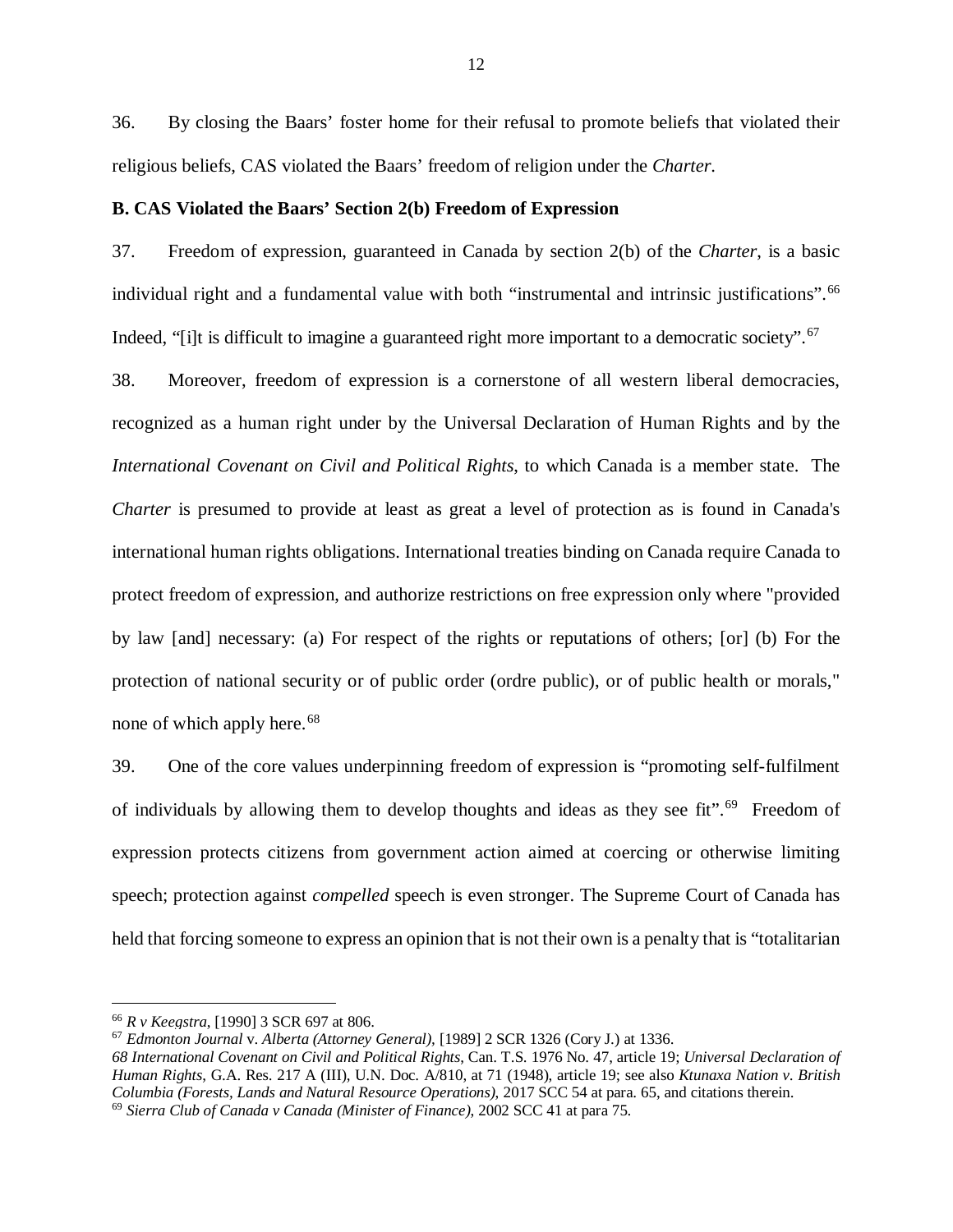36. By closing the Baars' foster home for their refusal to promote beliefs that violated their religious beliefs, CAS violated the Baars' freedom of religion under the *Charter*.

**B. CAS Violated the Baars' Section 2(b) Freedom of Expression**

37. Freedom of expression, guaranteed in Canada by section 2(b) of the *Charter*, is a basic individual right and a fundamental value with both "instrumental and intrinsic justifications".[66] Indeed, "[i]t is difficult to imagine a guaranteed right more important to a democratic society".[67]

38. Moreover, freedom of expression is a cornerstone of all western liberal democracies, recognized as a human right under by the Universal Declaration of Human Rights and by the *International Covenant on Civil and Political Rights*, to which Canada is a member state. The *Charter* is presumed to provide at least as great a level of protection as is found in Canada's international human rights obligations. International treaties binding on Canada require Canada to protect freedom of expression, and authorize restrictions on free expression only where "provided by law [and] necessary: (a) For respect of the rights or reputations of others; [or] (b) For the protection of national security or of public order (ordre public), or of public health or morals," none of which apply here.[68]

39. One of the core values underpinning freedom of expression is "promoting self-fulfilment of individuals by allowing them to develop thoughts and ideas as they see fit".[69] Freedom of expression protects citizens from government action aimed at coercing or otherwise limiting speech; protection against *compelled* speech is even stronger. The Supreme Court of Canada has held that forcing someone to express an opinion that is not their own is a penalty that is "totalitarian

---

[66] *R v Keegstra*, [1990] 3 SCR 697 at 806.

[67] *Edmonton Journal* v. *Alberta (Attorney General)*, [1989] 2 SCR 1326 (Cory J.) at 1336.

[68] *International Covenant on Civil and Political Rights*, Can. T.S. 1976 No. 47, article 19; *Universal Declaration of Human Rights*, G.A. Res. 217 A (III), U.N. Doc. A/810, at 71 (1948), article 19; see also *Ktunaxa Nation v. British Columbia (Forests, Lands and Natural Resource Operations)*, 2017 SCC 54 at para. 65, and citations therein.

[69] *Sierra Club of Canada v Canada (Minister of Finance)*, 2002 SCC 41 at para 75.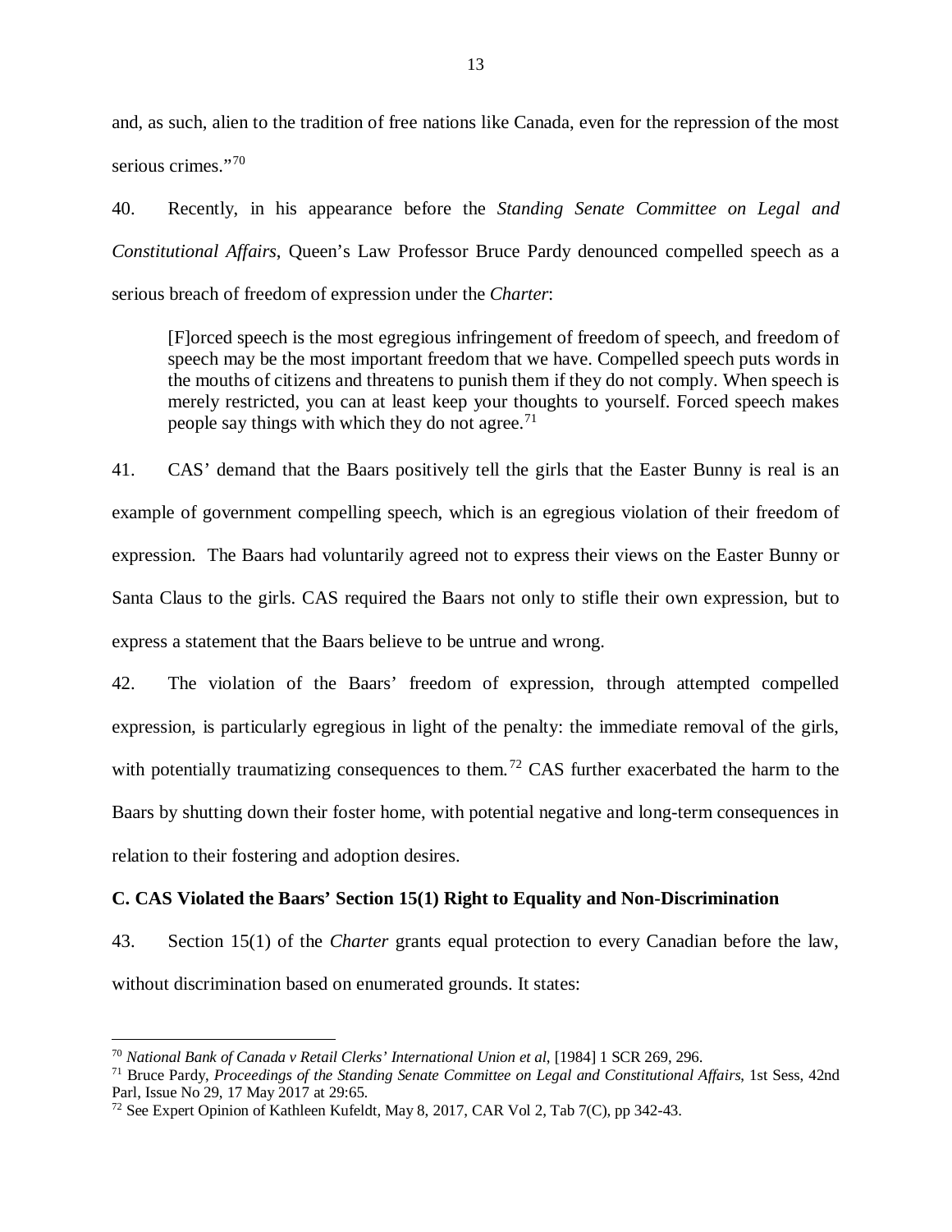and, as such, alien to the tradition of free nations like Canada, even for the repression of the most serious crimes."[70]

40. Recently, in his appearance before the *Standing Senate Committee on Legal and Constitutional Affairs*, Queen's Law Professor Bruce Pardy denounced compelled speech as a serious breach of freedom of expression under the *Charter*:

> [F]orced speech is the most egregious infringement of freedom of speech, and freedom of speech may be the most important freedom that we have. Compelled speech puts words in the mouths of citizens and threatens to punish them if they do not comply. When speech is merely restricted, you can at least keep your thoughts to yourself. Forced speech makes people say things with which they do not agree.[71]

41. CAS' demand that the Baars positively tell the girls that the Easter Bunny is real is an example of government compelling speech, which is an egregious violation of their freedom of expression. The Baars had voluntarily agreed not to express their views on the Easter Bunny or Santa Claus to the girls. CAS required the Baars not only to stifle their own expression, but to express a statement that the Baars believe to be untrue and wrong.

42. The violation of the Baars' freedom of expression, through attempted compelled expression, is particularly egregious in light of the penalty: the immediate removal of the girls, with potentially traumatizing consequences to them.[72] CAS further exacerbated the harm to the Baars by shutting down their foster home, with potential negative and long-term consequences in relation to their fostering and adoption desires.

**C. CAS Violated the Baars' Section 15(1) Right to Equality and Non-Discrimination**

43. Section 15(1) of the *Charter* grants equal protection to every Canadian before the law, without discrimination based on enumerated grounds. It states:

---

[70] *National Bank of Canada v Retail Clerks' International Union et al*, [1984] 1 SCR 269, 296.

[71] Bruce Pardy, *Proceedings of the Standing Senate Committee on Legal and Constitutional Affairs*, 1st Sess, 42nd Parl, Issue No 29, 17 May 2017 at 29:65.

[72] See Expert Opinion of Kathleen Kufeldt, May 8, 2017, CAR Vol 2, Tab 7(C), pp 342-43.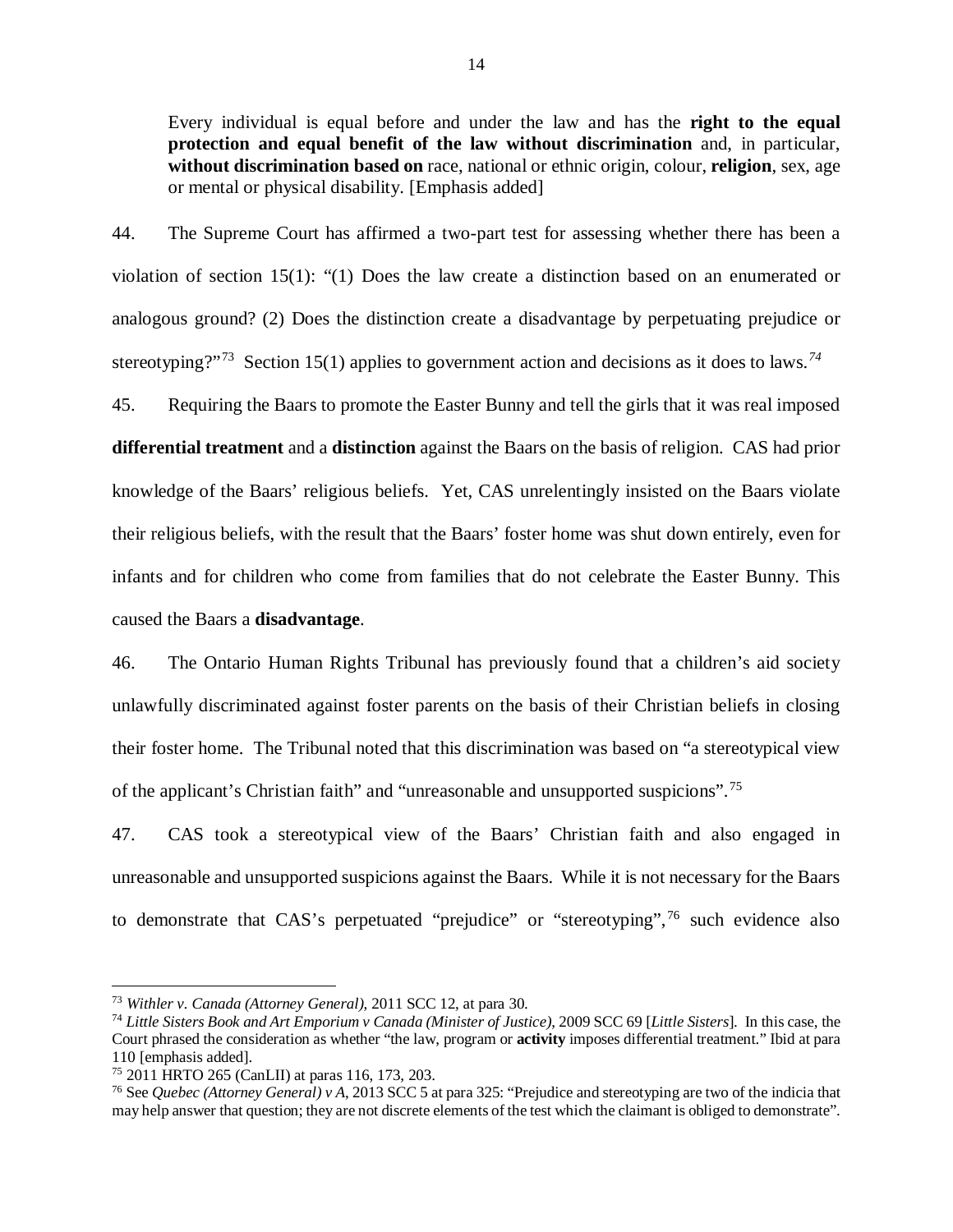> Every individual is equal before and under the law and has the **right to the equal protection and equal benefit of the law without discrimination** and, in particular, **without discrimination based on** race, national or ethnic origin, colour, **religion**, sex, age or mental or physical disability. [Emphasis added]

44. The Supreme Court has affirmed a two-part test for assessing whether there has been a violation of section 15(1): "(1) Does the law create a distinction based on an enumerated or analogous ground? (2) Does the distinction create a disadvantage by perpetuating prejudice or stereotyping?"[73] Section 15(1) applies to government action and decisions as it does to laws.[74]

45. Requiring the Baars to promote the Easter Bunny and tell the girls that it was real imposed **differential treatment** and a **distinction** against the Baars on the basis of religion. CAS had prior knowledge of the Baars' religious beliefs. Yet, CAS unrelentingly insisted on the Baars violate their religious beliefs, with the result that the Baars' foster home was shut down entirely, even for infants and for children who come from families that do not celebrate the Easter Bunny. This caused the Baars a **disadvantage**.

46. The Ontario Human Rights Tribunal has previously found that a children's aid society unlawfully discriminated against foster parents on the basis of their Christian beliefs in closing their foster home. The Tribunal noted that this discrimination was based on "a stereotypical view of the applicant's Christian faith" and "unreasonable and unsupported suspicions".[75]

47. CAS took a stereotypical view of the Baars' Christian faith and also engaged in unreasonable and unsupported suspicions against the Baars. While it is not necessary for the Baars to demonstrate that CAS's perpetuated "prejudice" or "stereotyping",[76] such evidence also

---

[73] *Withler v. Canada (Attorney General)*, 2011 SCC 12, at para 30.

[74] *Little Sisters Book and Art Emporium v Canada (Minister of Justice)*, 2009 SCC 69 [*Little Sisters*]. In this case, the Court phrased the consideration as whether "the law, program or **activity** imposes differential treatment." Ibid at para 110 [emphasis added].

[75] 2011 HRTO 265 (CanLII) at paras 116, 173, 203.

[76] See *Quebec (Attorney General) v A*, 2013 SCC 5 at para 325: "Prejudice and stereotyping are two of the indicia that may help answer that question; they are not discrete elements of the test which the claimant is obliged to demonstrate".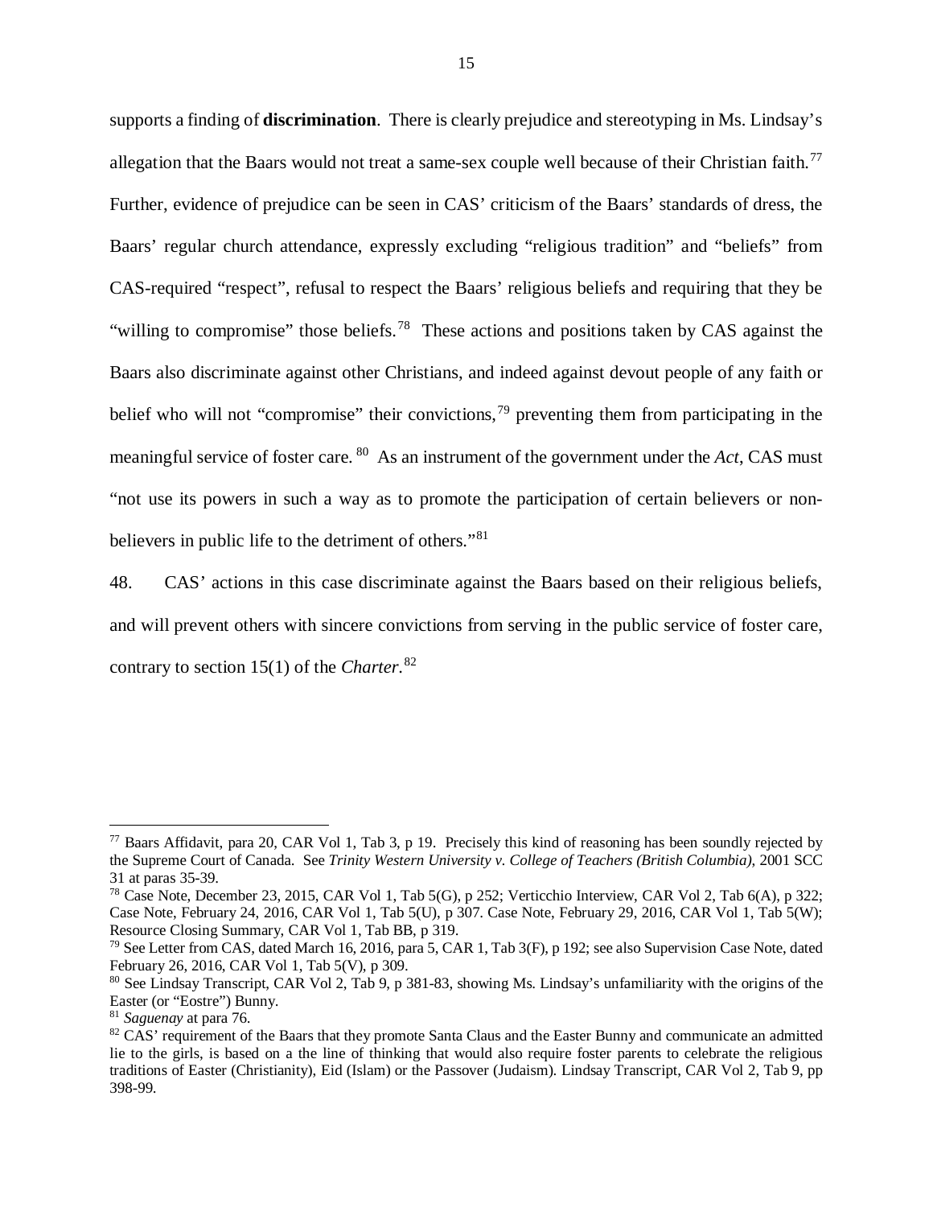supports a finding of **discrimination**. There is clearly prejudice and stereotyping in Ms. Lindsay's allegation that the Baars would not treat a same-sex couple well because of their Christian faith.[77] Further, evidence of prejudice can be seen in CAS' criticism of the Baars' standards of dress, the Baars' regular church attendance, expressly excluding "religious tradition" and "beliefs" from CAS-required "respect", refusal to respect the Baars' religious beliefs and requiring that they be "willing to compromise" those beliefs.[78] These actions and positions taken by CAS against the Baars also discriminate against other Christians, and indeed against devout people of any faith or belief who will not "compromise" their convictions,[79] preventing them from participating in the meaningful service of foster care.[80] As an instrument of the government under the *Act*, CAS must "not use its powers in such a way as to promote the participation of certain believers or non-believers in public life to the detriment of others."[81]

48. CAS' actions in this case discriminate against the Baars based on their religious beliefs, and will prevent others with sincere convictions from serving in the public service of foster care, contrary to section 15(1) of the *Charter*.[82]

---

[77] Baars Affidavit, para 20, CAR Vol 1, Tab 3, p 19. Precisely this kind of reasoning has been soundly rejected by the Supreme Court of Canada. See *Trinity Western University v. College of Teachers (British Columbia)*, 2001 SCC 31 at paras 35-39.

[78] Case Note, December 23, 2015, CAR Vol 1, Tab 5(G), p 252; Verticchio Interview, CAR Vol 2, Tab 6(A), p 322; Case Note, February 24, 2016, CAR Vol 1, Tab 5(U), p 307. Case Note, February 29, 2016, CAR Vol 1, Tab 5(W); Resource Closing Summary, CAR Vol 1, Tab BB, p 319.

[79] See Letter from CAS, dated March 16, 2016, para 5, CAR 1, Tab 3(F), p 192; see also Supervision Case Note, dated February 26, 2016, CAR Vol 1, Tab 5(V), p 309.

[80] See Lindsay Transcript, CAR Vol 2, Tab 9, p 381-83, showing Ms. Lindsay's unfamiliarity with the origins of the Easter (or "Eostre") Bunny.

[81] *Saguenay* at para 76.

[82] CAS' requirement of the Baars that they promote Santa Claus and the Easter Bunny and communicate an admitted lie to the girls, is based on a the line of thinking that would also require foster parents to celebrate the religious traditions of Easter (Christianity), Eid (Islam) or the Passover (Judaism). Lindsay Transcript, CAR Vol 2, Tab 9, pp 398-99.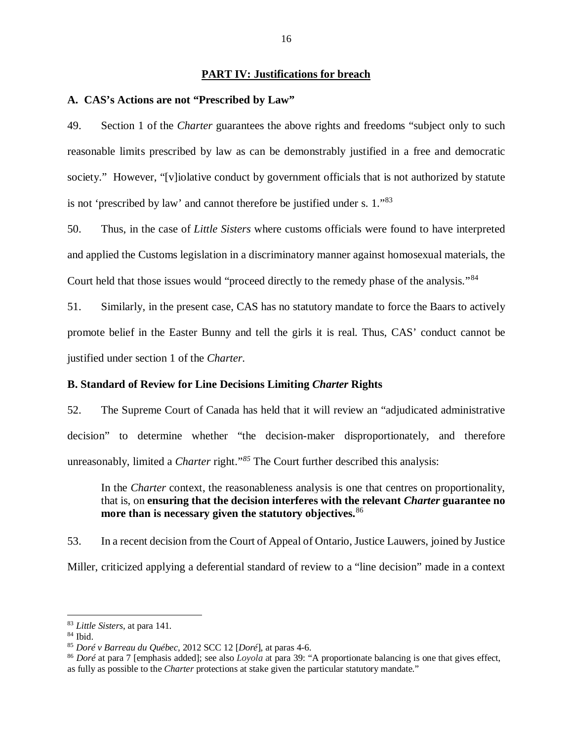## PART IV: Justifications for breach

### A. CAS's Actions are not "Prescribed by Law"

49. Section 1 of the *Charter* guarantees the above rights and freedoms "subject only to such reasonable limits prescribed by law as can be demonstrably justified in a free and democratic society." However, "[v]iolative conduct by government officials that is not authorized by statute is not 'prescribed by law' and cannot therefore be justified under s. 1."[83]

50. Thus, in the case of *Little Sisters* where customs officials were found to have interpreted and applied the Customs legislation in a discriminatory manner against homosexual materials, the Court held that those issues would "proceed directly to the remedy phase of the analysis."[84]

51. Similarly, in the present case, CAS has no statutory mandate to force the Baars to actively promote belief in the Easter Bunny and tell the girls it is real. Thus, CAS' conduct cannot be justified under section 1 of the *Charter*.

### B. Standard of Review for Line Decisions Limiting *Charter* Rights

52. The Supreme Court of Canada has held that it will review an "adjudicated administrative decision" to determine whether "the decision-maker disproportionately, and therefore unreasonably, limited a *Charter* right."[85] The Court further described this analysis:

> In the *Charter* context, the reasonableness analysis is one that centres on proportionality, that is, on **ensuring that the decision interferes with the relevant *Charter* guarantee no more than is necessary given the statutory objectives.**[86]

53. In a recent decision from the Court of Appeal of Ontario, Justice Lauwers, joined by Justice Miller, criticized applying a deferential standard of review to a "line decision" made in a context

---

[83] *Little Sisters*, at para 141.

[84] Ibid.

[85] *Doré v Barreau du Québec*, 2012 SCC 12 [*Doré*], at paras 4-6.

[86] *Doré* at para 7 [emphasis added]; see also *Loyola* at para 39: "A proportionate balancing is one that gives effect, as fully as possible to the *Charter* protections at stake given the particular statutory mandate."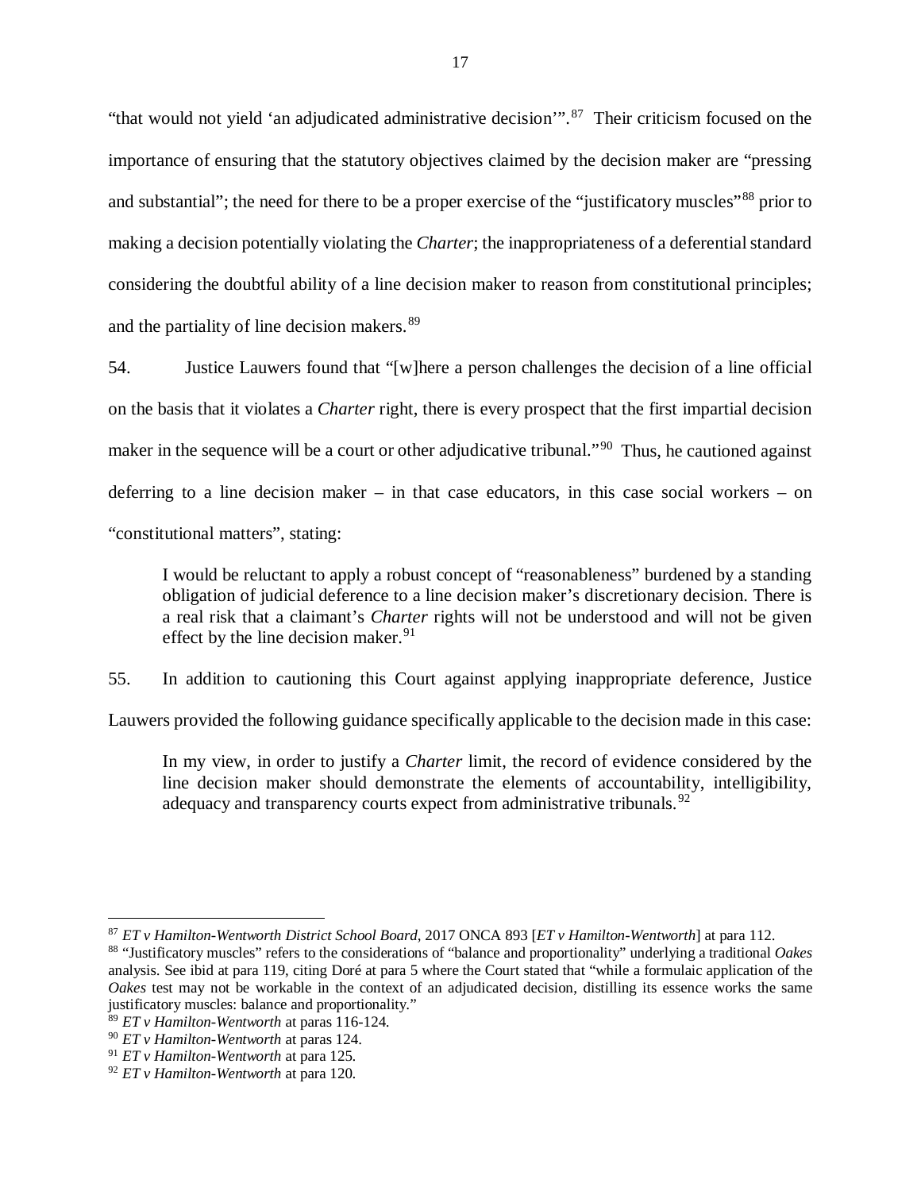"that would not yield 'an adjudicated administrative decision'".[87] Their criticism focused on the importance of ensuring that the statutory objectives claimed by the decision maker are "pressing and substantial"; the need for there to be a proper exercise of the "justificatory muscles"[88] prior to making a decision potentially violating the *Charter*; the inappropriateness of a deferential standard considering the doubtful ability of a line decision maker to reason from constitutional principles; and the partiality of line decision makers.[89]

54. Justice Lauwers found that "[w]here a person challenges the decision of a line official on the basis that it violates a *Charter* right, there is every prospect that the first impartial decision maker in the sequence will be a court or other adjudicative tribunal."[90] Thus, he cautioned against deferring to a line decision maker – in that case educators, in this case social workers – on "constitutional matters", stating:

> I would be reluctant to apply a robust concept of "reasonableness" burdened by a standing obligation of judicial deference to a line decision maker's discretionary decision. There is a real risk that a claimant's *Charter* rights will not be understood and will not be given effect by the line decision maker.[91]

55. In addition to cautioning this Court against applying inappropriate deference, Justice Lauwers provided the following guidance specifically applicable to the decision made in this case:

> In my view, in order to justify a *Charter* limit, the record of evidence considered by the line decision maker should demonstrate the elements of accountability, intelligibility, adequacy and transparency courts expect from administrative tribunals.[92]

---

[87] *ET v Hamilton-Wentworth District School Board*, 2017 ONCA 893 [*ET v Hamilton-Wentworth*] at para 112.

[88] "Justificatory muscles" refers to the considerations of "balance and proportionality" underlying a traditional *Oakes* analysis. See ibid at para 119, citing Doré at para 5 where the Court stated that "while a formulaic application of the *Oakes* test may not be workable in the context of an adjudicated decision, distilling its essence works the same justificatory muscles: balance and proportionality."

[89] *ET v Hamilton-Wentworth* at paras 116-124.

[90] *ET v Hamilton-Wentworth* at paras 124.

[91] *ET v Hamilton-Wentworth* at para 125.

[92] *ET v Hamilton-Wentworth* at para 120.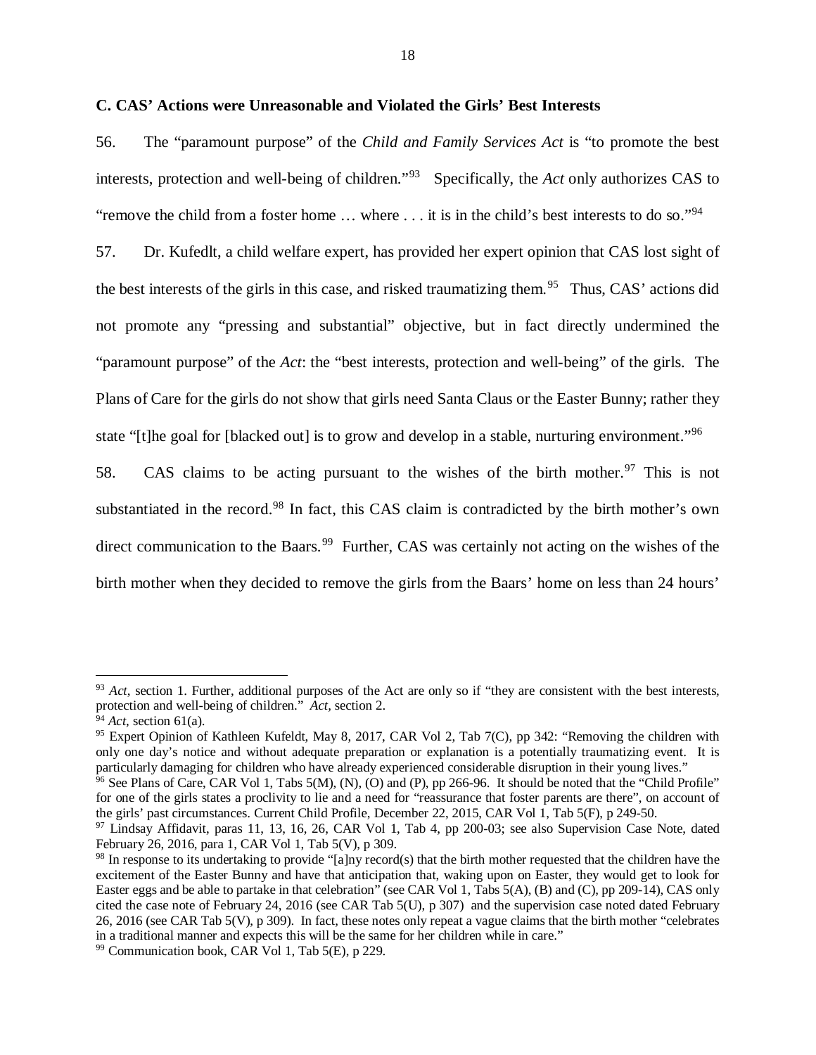### C. CAS' Actions were Unreasonable and Violated the Girls' Best Interests

56. The "paramount purpose" of the *Child and Family Services Act* is "to promote the best interests, protection and well-being of children."[93] Specifically, the *Act* only authorizes CAS to "remove the child from a foster home … where . . . it is in the child's best interests to do so."[94]

57. Dr. Kufedlt, a child welfare expert, has provided her expert opinion that CAS lost sight of the best interests of the girls in this case, and risked traumatizing them.[95] Thus, CAS' actions did not promote any "pressing and substantial" objective, but in fact directly undermined the "paramount purpose" of the *Act*: the "best interests, protection and well-being" of the girls. The Plans of Care for the girls do not show that girls need Santa Claus or the Easter Bunny; rather they state "[t]he goal for [blacked out] is to grow and develop in a stable, nurturing environment."[96]

58. CAS claims to be acting pursuant to the wishes of the birth mother.[97] This is not substantiated in the record.[98] In fact, this CAS claim is contradicted by the birth mother's own direct communication to the Baars.[99] Further, CAS was certainly not acting on the wishes of the birth mother when they decided to remove the girls from the Baars' home on less than 24 hours'

---

[93] *Act*, section 1. Further, additional purposes of the Act are only so if "they are consistent with the best interests, protection and well-being of children." *Act*, section 2.

[94] *Act*, section 61(a).

[95] Expert Opinion of Kathleen Kufeldt, May 8, 2017, CAR Vol 2, Tab 7(C), pp 342: "Removing the children with only one day's notice and without adequate preparation or explanation is a potentially traumatizing event. It is particularly damaging for children who have already experienced considerable disruption in their young lives."

[96] See Plans of Care, CAR Vol 1, Tabs 5(M), (N), (O) and (P), pp 266-96. It should be noted that the "Child Profile" for one of the girls states a proclivity to lie and a need for "reassurance that foster parents are there", on account of the girls' past circumstances. Current Child Profile, December 22, 2015, CAR Vol 1, Tab 5(F), p 249-50.

[97] Lindsay Affidavit, paras 11, 13, 16, 26, CAR Vol 1, Tab 4, pp 200-03; see also Supervision Case Note, dated February 26, 2016, para 1, CAR Vol 1, Tab 5(V), p 309.

[98] In response to its undertaking to provide "[a]ny record(s) that the birth mother requested that the children have the excitement of the Easter Bunny and have that anticipation that, waking upon on Easter, they would get to look for Easter eggs and be able to partake in that celebration" (see CAR Vol 1, Tabs 5(A), (B) and (C), pp 209-14), CAS only cited the case note of February 24, 2016 (see CAR Tab 5(U), p 307) and the supervision case noted dated February 26, 2016 (see CAR Tab 5(V), p 309). In fact, these notes only repeat a vague claims that the birth mother "celebrates in a traditional manner and expects this will be the same for her children while in care."

[99] Communication book, CAR Vol 1, Tab 5(E), p 229.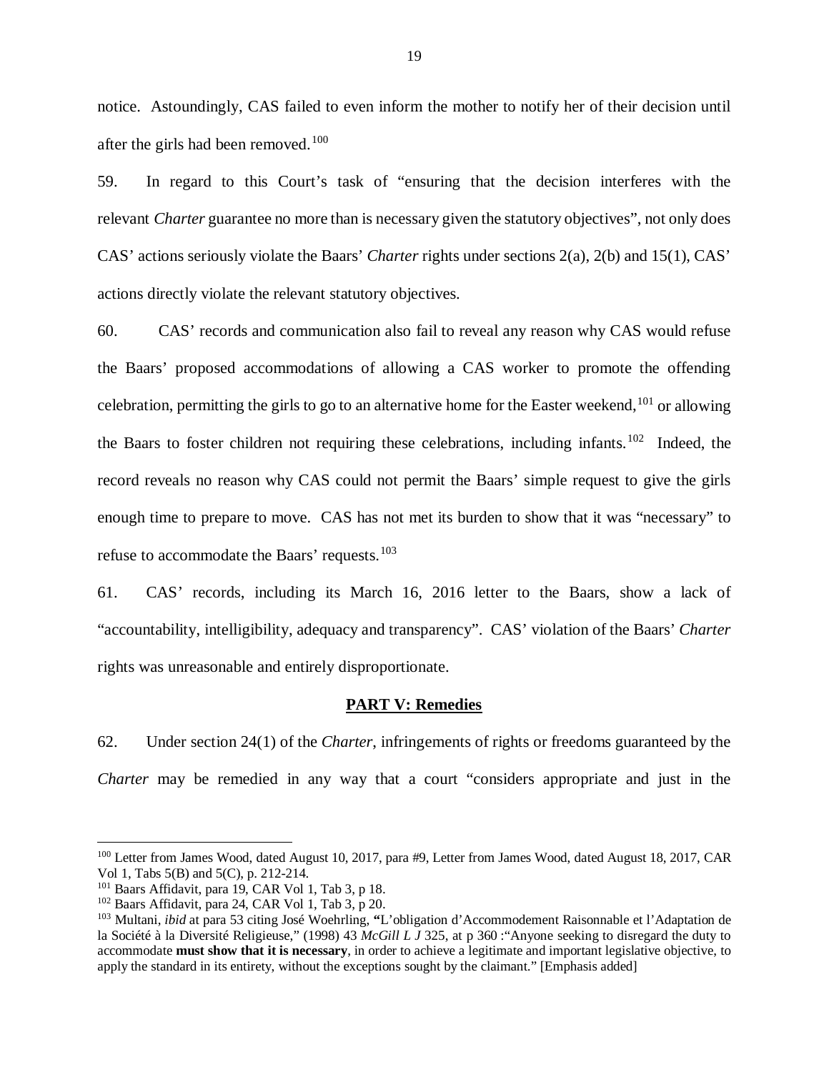notice. Astoundingly, CAS failed to even inform the mother to notify her of their decision until after the girls had been removed.[100]

59. In regard to this Court's task of "ensuring that the decision interferes with the relevant *Charter* guarantee no more than is necessary given the statutory objectives", not only does CAS' actions seriously violate the Baars' *Charter* rights under sections 2(a), 2(b) and 15(1), CAS' actions directly violate the relevant statutory objectives.

60. CAS' records and communication also fail to reveal any reason why CAS would refuse the Baars' proposed accommodations of allowing a CAS worker to promote the offending celebration, permitting the girls to go to an alternative home for the Easter weekend,[101] or allowing the Baars to foster children not requiring these celebrations, including infants.[102] Indeed, the record reveals no reason why CAS could not permit the Baars' simple request to give the girls enough time to prepare to move. CAS has not met its burden to show that it was "necessary" to refuse to accommodate the Baars' requests.[103]

61. CAS' records, including its March 16, 2016 letter to the Baars, show a lack of "accountability, intelligibility, adequacy and transparency". CAS' violation of the Baars' *Charter* rights was unreasonable and entirely disproportionate.

## PART V: Remedies

62. Under section 24(1) of the *Charter*, infringements of rights or freedoms guaranteed by the *Charter* may be remedied in any way that a court "considers appropriate and just in the

---

[100] Letter from James Wood, dated August 10, 2017, para #9, Letter from James Wood, dated August 18, 2017, CAR Vol 1, Tabs 5(B) and 5(C), p. 212-214.

[101] Baars Affidavit, para 19, CAR Vol 1, Tab 3, p 18.

[102] Baars Affidavit, para 24, CAR Vol 1, Tab 3, p 20.

[103] Multani, *ibid* at para 53 citing José Woehrling, **"**L'obligation d'Accommodement Raisonnable et l'Adaptation de la Société à la Diversité Religieuse," (1998) 43 *McGill L J* 325, at p 360 :"Anyone seeking to disregard the duty to accommodate **must show that it is necessary**, in order to achieve a legitimate and important legislative objective, to apply the standard in its entirety, without the exceptions sought by the claimant." [Emphasis added]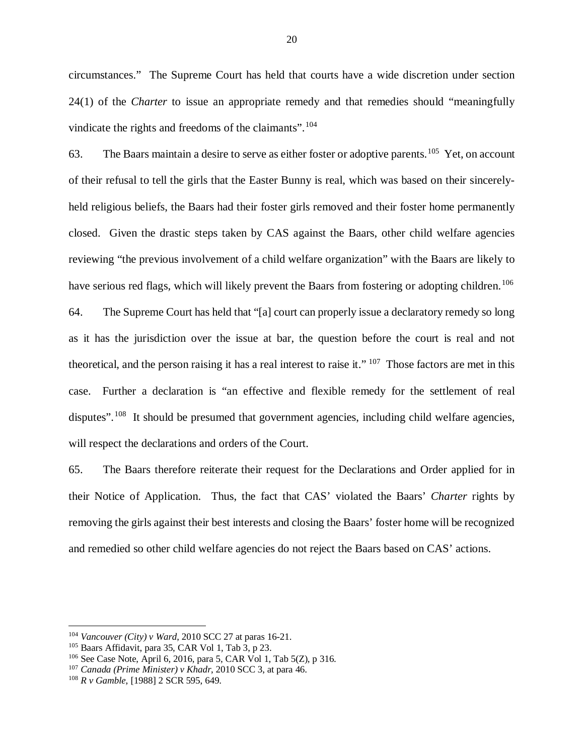circumstances." The Supreme Court has held that courts have a wide discretion under section 24(1) of the *Charter* to issue an appropriate remedy and that remedies should "meaningfully vindicate the rights and freedoms of the claimants".[104]

63. The Baars maintain a desire to serve as either foster or adoptive parents.[105] Yet, on account of their refusal to tell the girls that the Easter Bunny is real, which was based on their sincerely-held religious beliefs, the Baars had their foster girls removed and their foster home permanently closed. Given the drastic steps taken by CAS against the Baars, other child welfare agencies reviewing "the previous involvement of a child welfare organization" with the Baars are likely to have serious red flags, which will likely prevent the Baars from fostering or adopting children.[106]

64. The Supreme Court has held that "[a] court can properly issue a declaratory remedy so long as it has the jurisdiction over the issue at bar, the question before the court is real and not theoretical, and the person raising it has a real interest to raise it." [107] Those factors are met in this case. Further a declaration is "an effective and flexible remedy for the settlement of real disputes".[108] It should be presumed that government agencies, including child welfare agencies, will respect the declarations and orders of the Court.

65. The Baars therefore reiterate their request for the Declarations and Order applied for in their Notice of Application. Thus, the fact that CAS' violated the Baars' *Charter* rights by removing the girls against their best interests and closing the Baars' foster home will be recognized and remedied so other child welfare agencies do not reject the Baars based on CAS' actions.

---

[104] *Vancouver (City) v Ward*, 2010 SCC 27 at paras 16-21.

[105] Baars Affidavit, para 35, CAR Vol 1, Tab 3, p 23.

[106] See Case Note, April 6, 2016, para 5, CAR Vol 1, Tab 5(Z), p 316.

[107] *Canada (Prime Minister) v Khadr*, 2010 SCC 3, at para 46.

[108] *R v Gamble*, [1988] 2 SCR 595, 649.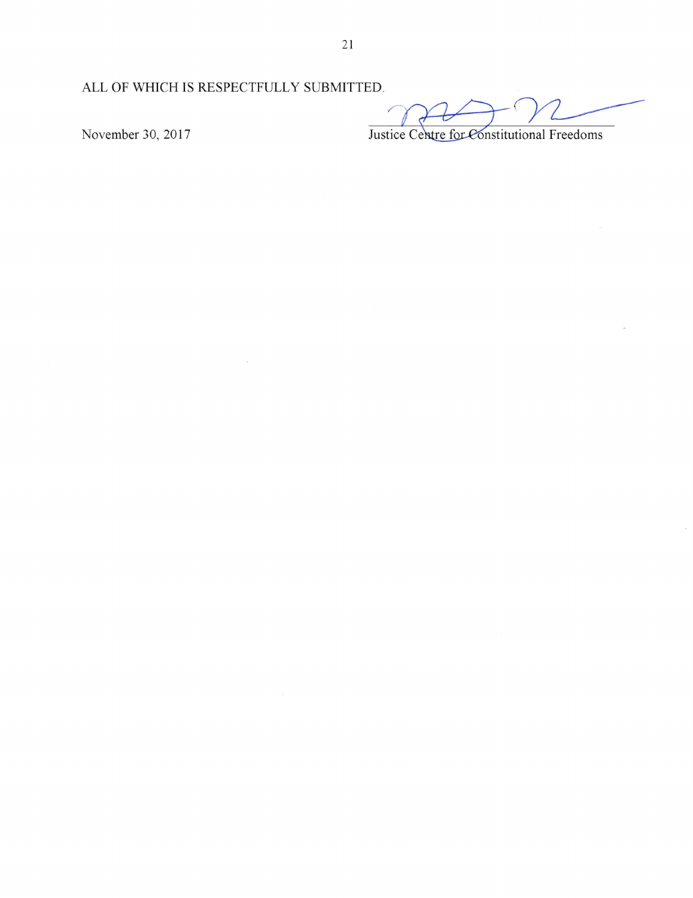ALL OF WHICH IS RESPECTFULLY SUBMITTED.

November 30, 2017

Justice Centre for Constitutional Freedoms